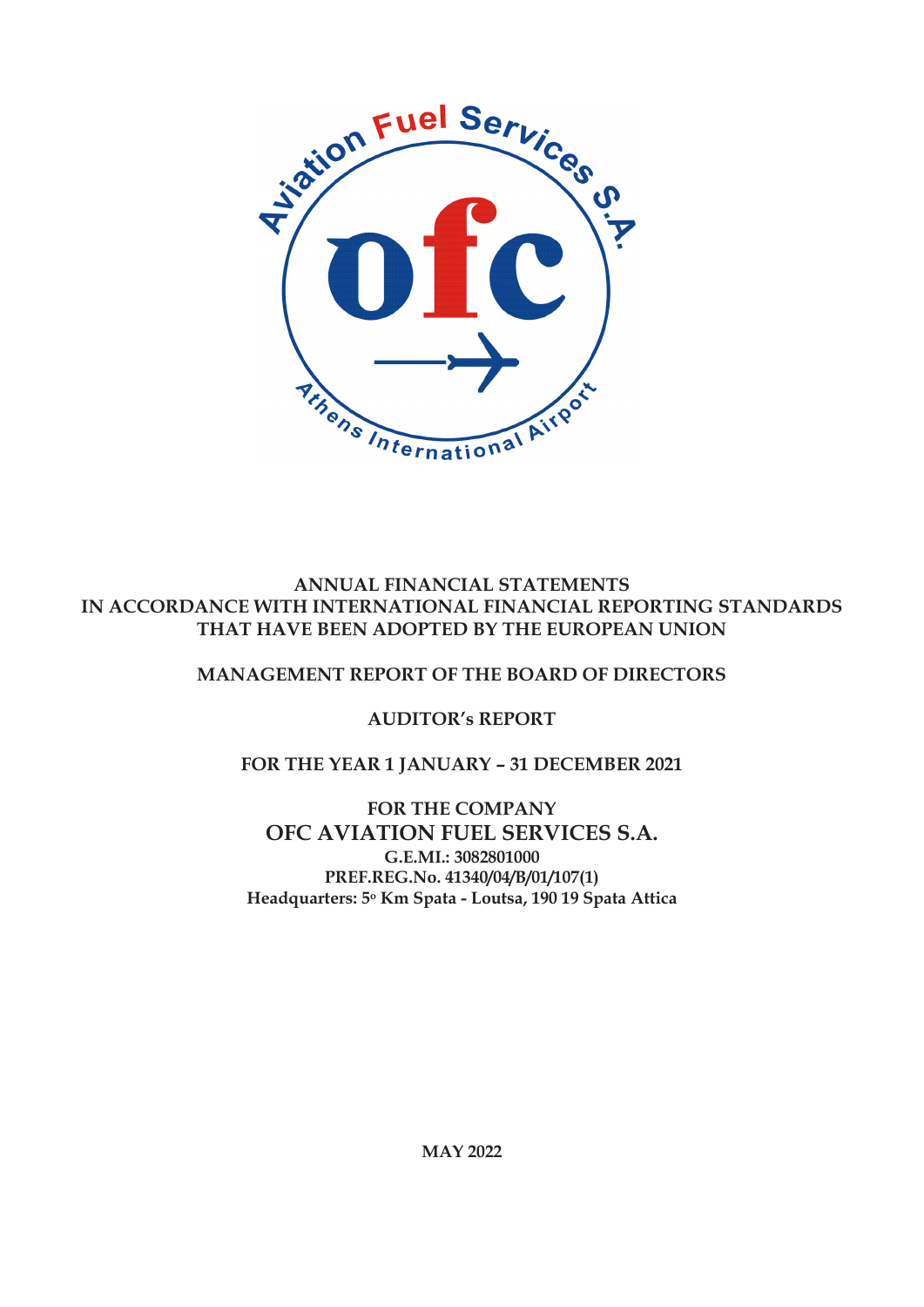**ANNUAL FINANCIAL STATEMENTS**
**IN ACCORDANCE WITH INTERNATIONAL FINANCIAL REPORTING STANDARDS**
**THAT HAVE BEEN ADOPTED BY THE EUROPEAN UNION**

**MANAGEMENT REPORT OF THE BOARD OF DIRECTORS**

**AUDITOR's REPORT**

**FOR THE YEAR 1 JANUARY – 31 DECEMBER 2021**

**FOR THE COMPANY**
**OFC AVIATION FUEL SERVICES S.A.**
**G.E.MI.: 3082801000**
**PREF.REG.No. 41340/04/B/01/107(1)**
**Headquarters: 5ο Km Spata - Loutsa, 190 19 Spata Attica**

**MAY 2022**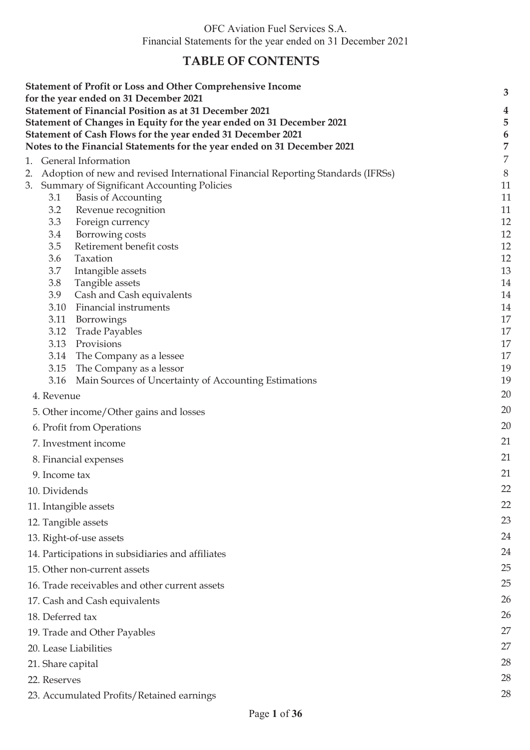# TABLE OF CONTENTS

| | |
|---|---|
| **Statement of Profit or Loss and Other Comprehensive Income for the year ended on 31 December 2021** | **3** |
| **Statement of Financial Position as at 31 December 2021** | **4** |
| **Statement of Changes in Equity for the year ended on 31 December 2021** | **5** |
| **Statement of Cash Flows for the year ended 31 December 2021** | **6** |
| **Notes to the Financial Statements for the year ended on 31 December 2021** | **7** |
| 1. General Information | 7 |
| 2. Adoption of new and revised International Financial Reporting Standards (IFRSs) | 8 |
| 3. Summary of Significant Accounting Policies | 11 |
| 3.1 Basis of Accounting | 11 |
| 3.2 Revenue recognition | 11 |
| 3.3 Foreign currency | 12 |
| 3.4 Borrowing costs | 12 |
| 3.5 Retirement benefit costs | 12 |
| 3.6 Taxation | 12 |
| 3.7 Intangible assets | 13 |
| 3.8 Tangible assets | 14 |
| 3.9 Cash and Cash equivalents | 14 |
| 3.10 Financial instruments | 14 |
| 3.11 Borrowings | 17 |
| 3.12 Trade Payables | 17 |
| 3.13 Provisions | 17 |
| 3.14 The Company as a lessee | 17 |
| 3.15 The Company as a lessor | 19 |
| 3.16 Main Sources of Uncertainty of Accounting Estimations | 19 |
| 4. Revenue | 20 |
| 5. Other income/Other gains and losses | 20 |
| 6. Profit from Operations | 20 |
| 7. Investment income | 21 |
| 8. Financial expenses | 21 |
| 9. Income tax | 21 |
| 10. Dividends | 22 |
| 11. Intangible assets | 22 |
| 12. Tangible assets | 23 |
| 13. Right-of-use assets | 24 |
| 14. Participations in subsidiaries and affiliates | 24 |
| 15. Other non-current assets | 25 |
| 16. Trade receivables and other current assets | 25 |
| 17. Cash and Cash equivalents | 26 |
| 18. Deferred tax | 26 |
| 19. Trade and Other Payables | 27 |
| 20. Lease Liabilities | 27 |
| 21. Share capital | 28 |
| 22. Reserves | 28 |
| 23. Accumulated Profits/Retained earnings | 28 |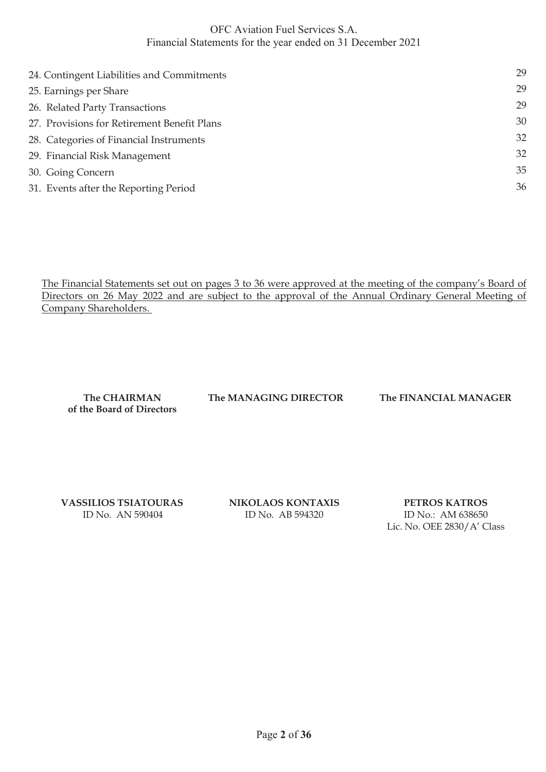| | |
|---|---|
| 24. Contingent Liabilities and Commitments | 29 |
| 25. Earnings per Share | 29 |
| 26. Related Party Transactions | 29 |
| 27. Provisions for Retirement Benefit Plans | 30 |
| 28. Categories of Financial Instruments | 32 |
| 29. Financial Risk Management | 32 |
| 30. Going Concern | 35 |
| 31. Events after the Reporting Period | 36 |

The Financial Statements set out on pages 3 to 36 were approved at the meeting of the company's Board of Directors on 26 May 2022 and are subject to the approval of the Annual Ordinary General Meeting of Company Shareholders.

| **The CHAIRMAN of the Board of Directors** | **The MANAGING DIRECTOR** | **The FINANCIAL MANAGER** |
|---|---|---|
| **VASSILIOS TSIATOURAS** | **NIKOLAOS KONTAXIS** | **PETROS KATROS** |
| ID No. AN 590404 | ID No. AB 594320 | ID No.: AM 638650 |
| | | Lic. No. OEE 2830/A' Class |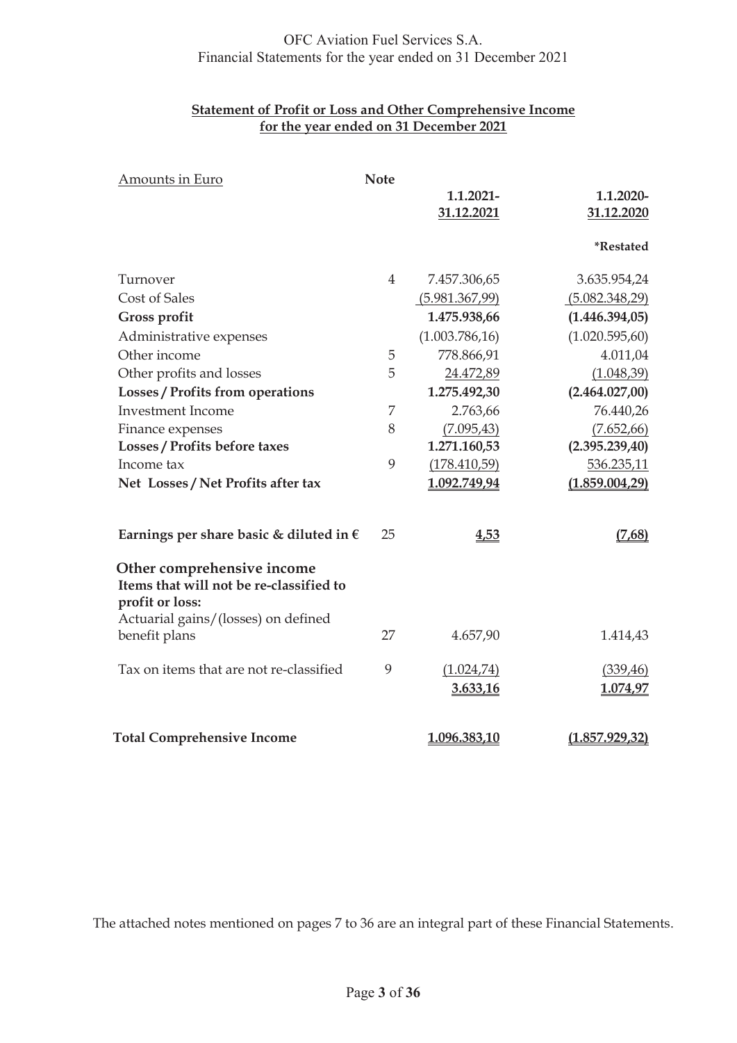## Statement of Profit or Loss and Other Comprehensive Income for the year ended on 31 December 2021

| Amounts in Euro | Note | 1.1.2021-31.12.2021 | 1.1.2020-31.12.2020 *Restated |
|---|---|---|---|
| Turnover | 4 | 7.457.306,65 | 3.635.954,24 |
| Cost of Sales | | (5.981.367,99) | (5.082.348,29) |
| **Gross profit** | | **1.475.938,66** | **(1.446.394,05)** |
| Administrative expenses | | (1.003.786,16) | (1.020.595,60) |
| Other income | 5 | 778.866,91 | 4.011,04 |
| Other profits and losses | 5 | 24.472,89 | (1.048,39) |
| **Losses / Profits from operations** | | **1.275.492,30** | **(2.464.027,00)** |
| Investment Income | 7 | 2.763,66 | 76.440,26 |
| Finance expenses | 8 | (7.095,43) | (7.652,66) |
| **Losses / Profits before taxes** | | **1.271.160,53** | **(2.395.239,40)** |
| Income tax | 9 | (178.410,59) | 536.235,11 |
| **Net Losses / Net Profits after tax** | | **1.092.749,94** | **(1.859.004,29)** |
| | | | |
| **Earnings per share basic & diluted in €** | 25 | **4,53** | **(7,68)** |
| | | | |
| **Other comprehensive income** | | | |
| **Items that will not be re-classified to profit or loss:** | | | |
| Actuarial gains/(losses) on defined benefit plans | 27 | 4.657,90 | 1.414,43 |
| Tax on items that are not re-classified | 9 | (1.024,74) | (339,46) |
| | | **3.633,16** | **1.074,97** |
| | | | |
| **Total Comprehensive Income** | | **1.096.383,10** | **(1.857.929,32)** |

The attached notes mentioned on pages 7 to 36 are an integral part of these Financial Statements.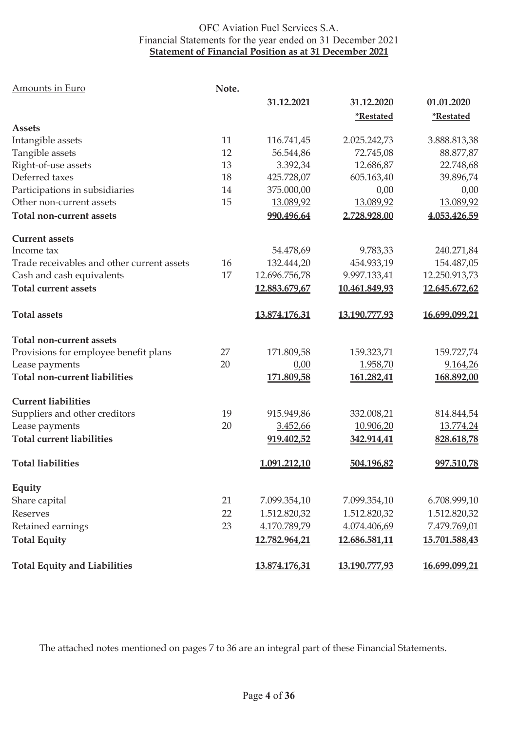OFC Aviation Fuel Services S.A.
Financial Statements for the year ended on 31 December 2021

**Statement of Financial Position as at 31 December 2021**

| Amounts in Euro | Note. | 31.12.2021 | 31.12.2020 *Restated | 01.01.2020 *Restated |
|---|---|---|---|---|
| **Assets** | | | | |
| Intangible assets | 11 | 116.741,45 | 2.025.242,73 | 3.888.813,38 |
| Tangible assets | 12 | 56.544,86 | 72.745,08 | 88.877,87 |
| Right-of-use assets | 13 | 3.392,34 | 12.686,87 | 22.748,68 |
| Deferred taxes | 18 | 425.728,07 | 605.163,40 | 39.896,74 |
| Participations in subsidiaries | 14 | 375.000,00 | 0,00 | 0,00 |
| Other non-current assets | 15 | 13.089,92 | 13.089,92 | 13.089,92 |
| **Total non-current assets** | | **990.496,64** | **2.728.928,00** | **4.053.426,59** |
| **Current assets** | | | | |
| Income tax | | 54.478,69 | 9.783,33 | 240.271,84 |
| Trade receivables and other current assets | 16 | 132.444,20 | 454.933,19 | 154.487,05 |
| Cash and cash equivalents | 17 | 12.696.756,78 | 9.997.133,41 | 12.250.913,73 |
| **Total current assets** | | **12.883.679,67** | **10.461.849,93** | **12.645.672,62** |
| **Total assets** | | **13.874.176,31** | **13.190.777,93** | **16.699.099,21** |
| **Total non-current assets** | | | | |
| Provisions for employee benefit plans | 27 | 171.809,58 | 159.323,71 | 159.727,74 |
| Lease payments | 20 | 0,00 | 1.958,70 | 9.164,26 |
| **Total non-current liabilities** | | **171.809,58** | **161.282,41** | **168.892,00** |
| **Current liabilities** | | | | |
| Suppliers and other creditors | 19 | 915.949,86 | 332.008,21 | 814.844,54 |
| Lease payments | 20 | 3.452,66 | 10.906,20 | 13.774,24 |
| **Total current liabilities** | | **919.402,52** | **342.914,41** | **828.618,78** |
| **Total liabilities** | | **1.091.212,10** | **504.196,82** | **997.510,78** |
| **Equity** | | | | |
| Share capital | 21 | 7.099.354,10 | 7.099.354,10 | 6.708.999,10 |
| Reserves | 22 | 1.512.820,32 | 1.512.820,32 | 1.512.820,32 |
| Retained earnings | 23 | 4.170.789,79 | 4.074.406,69 | 7.479.769,01 |
| **Total Equity** | | **12.782.964,21** | **12.686.581,11** | **15.701.588,43** |
| **Total Equity and Liabilities** | | **13.874.176,31** | **13.190.777,93** | **16.699.099,21** |

The attached notes mentioned on pages 7 to 36 are an integral part of these Financial Statements.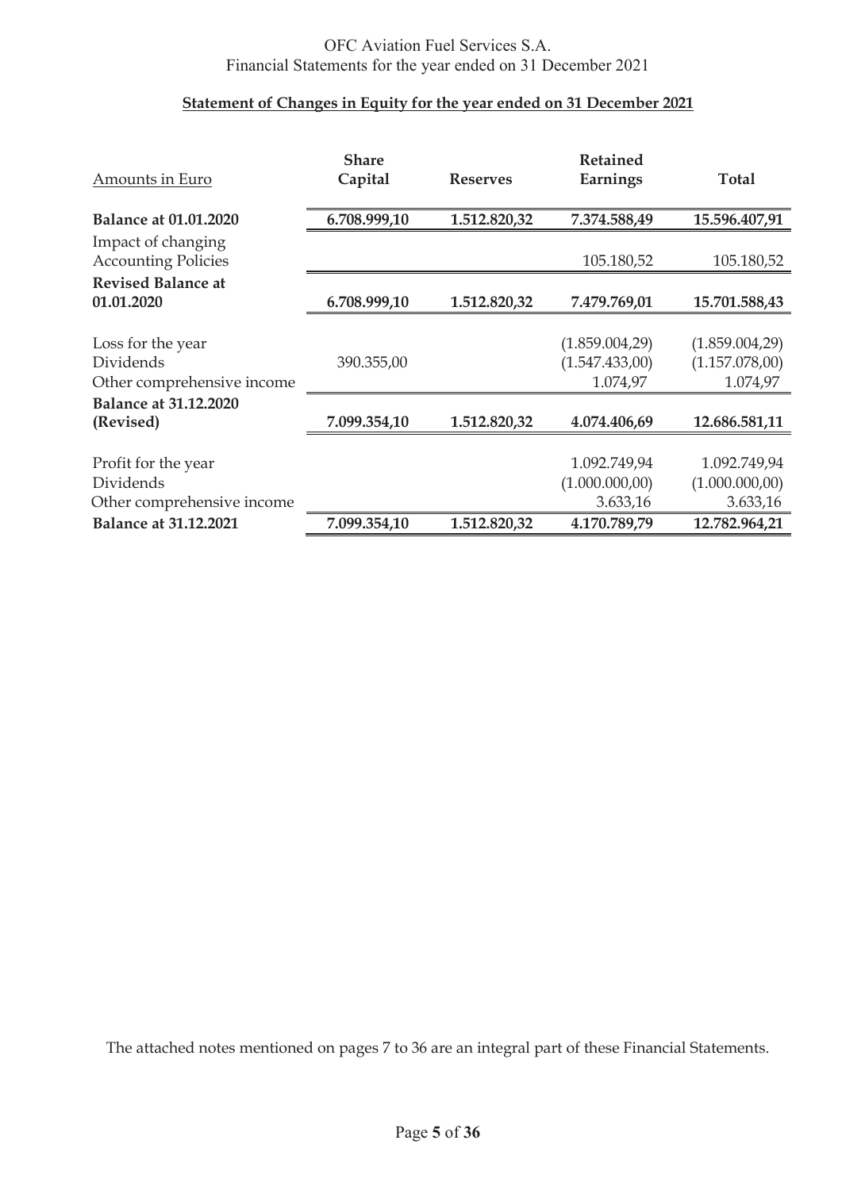OFC Aviation Fuel Services S.A.
Financial Statements for the year ended on 31 December 2021

## Statement of Changes in Equity for the year ended on 31 December 2021

| Amounts in Euro | Share Capital | Reserves | Retained Earnings | Total |
|---|---|---|---|---|
| **Balance at 01.01.2020** | **6.708.999,10** | **1.512.820,32** | **7.374.588,49** | **15.596.407,91** |
| Impact of changing Accounting Policies | | | 105.180,52 | 105.180,52 |
| **Revised Balance at 01.01.2020** | **6.708.999,10** | **1.512.820,32** | **7.479.769,01** | **15.701.588,43** |
| Loss for the year | | | (1.859.004,29) | (1.859.004,29) |
| Dividends | 390.355,00 | | (1.547.433,00) | (1.157.078,00) |
| Other comprehensive income | | | 1.074,97 | 1.074,97 |
| **Balance at 31.12.2020 (Revised)** | **7.099.354,10** | **1.512.820,32** | **4.074.406,69** | **12.686.581,11** |
| Profit for the year | | | 1.092.749,94 | 1.092.749,94 |
| Dividends | | | (1.000.000,00) | (1.000.000,00) |
| Other comprehensive income | | | 3.633,16 | 3.633,16 |
| **Balance at 31.12.2021** | **7.099.354,10** | **1.512.820,32** | **4.170.789,79** | **12.782.964,21** |

The attached notes mentioned on pages 7 to 36 are an integral part of these Financial Statements.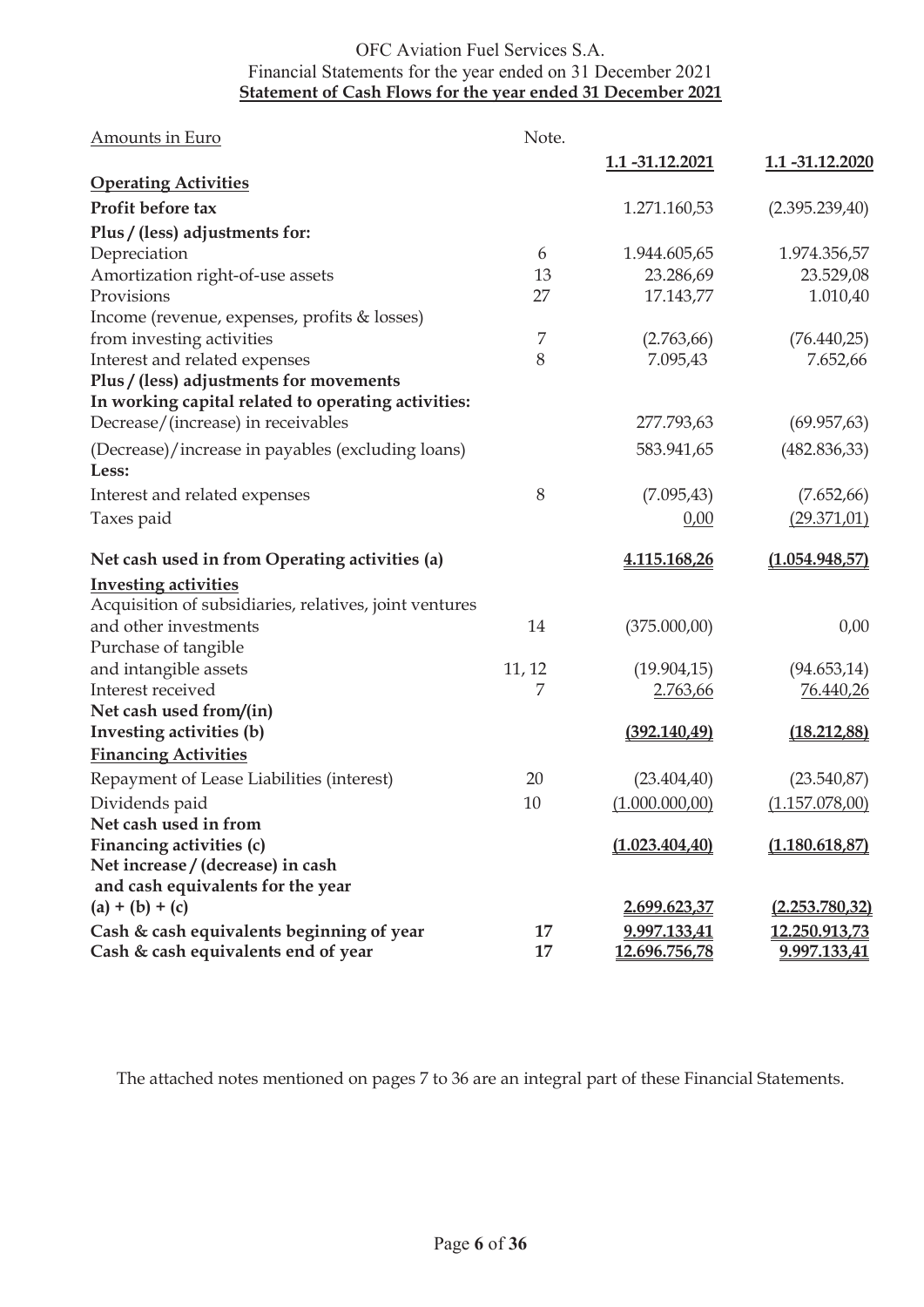OFC Aviation Fuel Services S.A.
Financial Statements for the year ended on 31 December 2021

# Statement of Cash Flows for the year ended 31 December 2021

| Amounts in Euro | Note. | 1.1 -31.12.2021 | 1.1 -31.12.2020 |
|---|---|---|---|
| **Operating Activities** | | | |
| **Profit before tax** | | 1.271.160,53 | (2.395.239,40) |
| **Plus / (less) adjustments for:** | | | |
| Depreciation | 6 | 1.944.605,65 | 1.974.356,57 |
| Amortization right-of-use assets | 13 | 23.286,69 | 23.529,08 |
| Provisions | 27 | 17.143,77 | 1.010,40 |
| Income (revenue, expenses, profits & losses) from investing activities | 7 | (2.763,66) | (76.440,25) |
| Interest and related expenses | 8 | 7.095,43 | 7.652,66 |
| **Plus / (less) adjustments for movements In working capital related to operating activities:** | | | |
| Decrease/(increase) in receivables | | 277.793,63 | (69.957,63) |
| (Decrease)/increase in payables (excluding loans) | | 583.941,65 | (482.836,33) |
| **Less:** | | | |
| Interest and related expenses | 8 | (7.095,43) | (7.652,66) |
| Taxes paid | | 0,00 | (29.371,01) |
| **Net cash used in from Operating activities (a)** | | **4.115.168,26** | **(1.054.948,57)** |
| **Investing activities** | | | |
| Acquisition of subsidiaries, relatives, joint ventures and other investments | 14 | (375.000,00) | 0,00 |
| Purchase of tangible and intangible assets | 11, 12 | (19.904,15) | (94.653,14) |
| Interest received | 7 | 2.763,66 | 76.440,26 |
| **Net cash used from/(in) Investing activities (b)** | | **(392.140,49)** | **(18.212,88)** |
| **Financing Activities** | | | |
| Repayment of Lease Liabilities (interest) | 20 | (23.404,40) | (23.540,87) |
| Dividends paid | 10 | (1.000.000,00) | (1.157.078,00) |
| **Net cash used in from Financing activities (c)** | | **(1.023.404,40)** | **(1.180.618,87)** |
| **Net increase / (decrease) in cash and cash equivalents for the year (a) + (b) + (c)** | | **2.699.623,37** | **(2.253.780,32)** |
| **Cash & cash equivalents beginning of year** | **17** | **9.997.133,41** | **12.250.913,73** |
| **Cash & cash equivalents end of year** | **17** | **12.696.756,78** | **9.997.133,41** |

The attached notes mentioned on pages 7 to 36 are an integral part of these Financial Statements.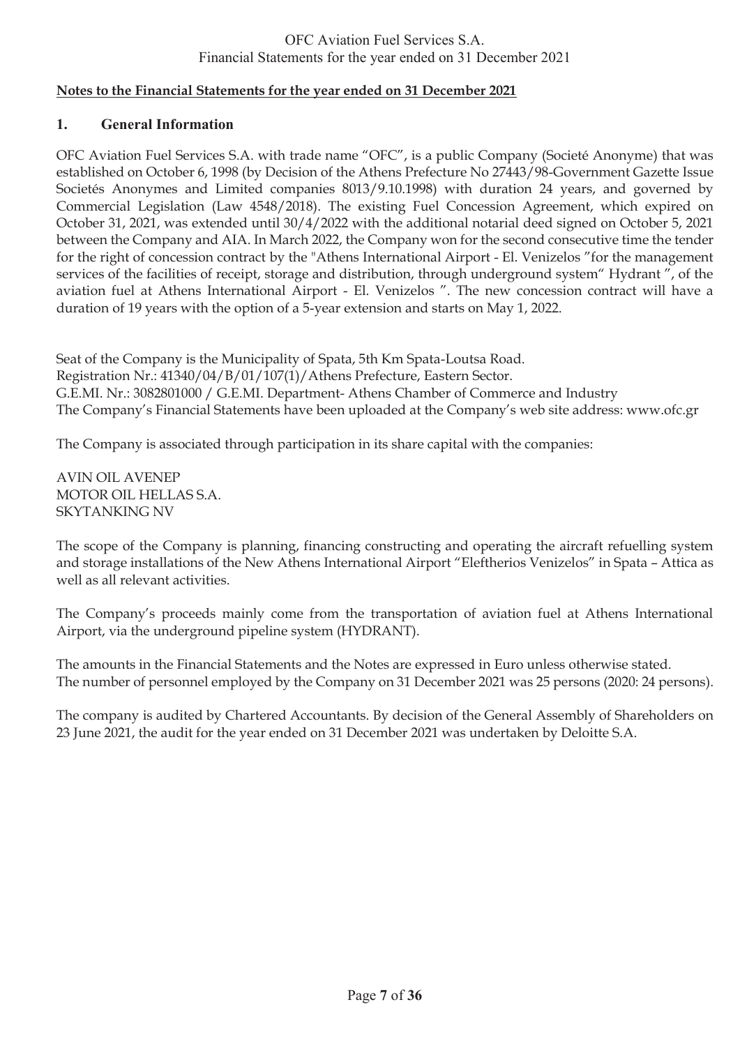**Notes to the Financial Statements for the year ended on 31 December 2021**

## 1. General Information

OFC Aviation Fuel Services S.A. with trade name "OFC", is a public Company (Societé Anonyme) that was established on October 6, 1998 (by Decision of the Athens Prefecture No 27443/98-Government Gazette Issue Societés Anonymes and Limited companies 8013/9.10.1998) with duration 24 years, and governed by Commercial Legislation (Law 4548/2018). The existing Fuel Concession Agreement, which expired on October 31, 2021, was extended until 30/4/2022 with the additional notarial deed signed on October 5, 2021 between the Company and AIA. In March 2022, the Company won for the second consecutive time the tender for the right of concession contract by the "Athens International Airport - El. Venizelos "for the management services of the facilities of receipt, storage and distribution, through underground system" Hydrant ", of the aviation fuel at Athens International Airport - El. Venizelos ". The new concession contract will have a duration of 19 years with the option of a 5-year extension and starts on May 1, 2022.

Seat of the Company is the Municipality of Spata, 5th Km Spata-Loutsa Road.
Registration Nr.: 41340/04/B/01/107(1)/Athens Prefecture, Eastern Sector.
G.E.MI. Nr.: 3082801000 / G.E.MI. Department- Athens Chamber of Commerce and Industry
The Company's Financial Statements have been uploaded at the Company's web site address: www.ofc.gr

The Company is associated through participation in its share capital with the companies:

AVIN OIL AVENEP
MOTOR OIL HELLAS S.A.
SKYTANKING NV

The scope of the Company is planning, financing constructing and operating the aircraft refuelling system and storage installations of the New Athens International Airport "Eleftherios Venizelos" in Spata – Attica as well as all relevant activities.

The Company's proceeds mainly come from the transportation of aviation fuel at Athens International Airport, via the underground pipeline system (HYDRANT).

The amounts in the Financial Statements and the Notes are expressed in Euro unless otherwise stated.
The number of personnel employed by the Company on 31 December 2021 was 25 persons (2020: 24 persons).

The company is audited by Chartered Accountants. By decision of the General Assembly of Shareholders on 23 June 2021, the audit for the year ended on 31 December 2021 was undertaken by Deloitte S.A.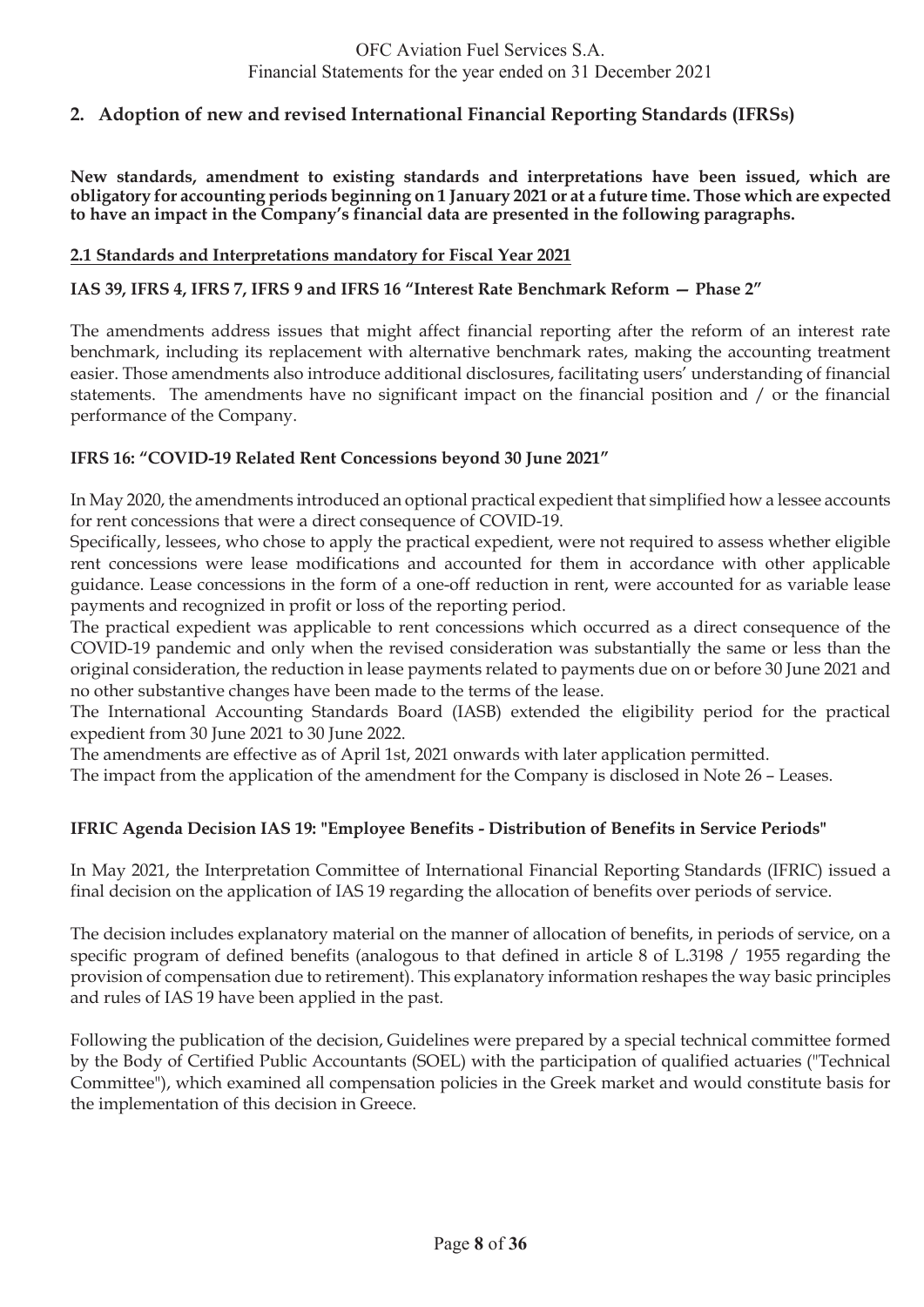## 2. Adoption of new and revised International Financial Reporting Standards (IFRSs)

**New standards, amendment to existing standards and interpretations have been issued, which are obligatory for accounting periods beginning on 1 January 2021 or at a future time. Those which are expected to have an impact in the Company's financial data are presented in the following paragraphs.**

### 2.1 Standards and Interpretations mandatory for Fiscal Year 2021

**IAS 39, IFRS 4, IFRS 7, IFRS 9 and IFRS 16 "Interest Rate Benchmark Reform — Phase 2"**

The amendments address issues that might affect financial reporting after the reform of an interest rate benchmark, including its replacement with alternative benchmark rates, making the accounting treatment easier. Those amendments also introduce additional disclosures, facilitating users' understanding of financial statements. The amendments have no significant impact on the financial position and / or the financial performance of the Company.

**IFRS 16: "COVID-19 Related Rent Concessions beyond 30 June 2021"**

In May 2020, the amendments introduced an optional practical expedient that simplified how a lessee accounts for rent concessions that were a direct consequence of COVID-19.
Specifically, lessees, who chose to apply the practical expedient, were not required to assess whether eligible rent concessions were lease modifications and accounted for them in accordance with other applicable guidance. Lease concessions in the form of a one-off reduction in rent, were accounted for as variable lease payments and recognized in profit or loss of the reporting period.
The practical expedient was applicable to rent concessions which occurred as a direct consequence of the COVID-19 pandemic and only when the revised consideration was substantially the same or less than the original consideration, the reduction in lease payments related to payments due on or before 30 June 2021 and no other substantive changes have been made to the terms of the lease.
The International Accounting Standards Board (IASB) extended the eligibility period for the practical expedient from 30 June 2021 to 30 June 2022.
The amendments are effective as of April 1st, 2021 onwards with later application permitted.
The impact from the application of the amendment for the Company is disclosed in Note 26 – Leases.

**IFRIC Agenda Decision IAS 19: "Employee Benefits - Distribution of Benefits in Service Periods"**

In May 2021, the Interpretation Committee of International Financial Reporting Standards (IFRIC) issued a final decision on the application of IAS 19 regarding the allocation of benefits over periods of service.

The decision includes explanatory material on the manner of allocation of benefits, in periods of service, on a specific program of defined benefits (analogous to that defined in article 8 of L.3198 / 1955 regarding the provision of compensation due to retirement). This explanatory information reshapes the way basic principles and rules of IAS 19 have been applied in the past.

Following the publication of the decision, Guidelines were prepared by a special technical committee formed by the Body of Certified Public Accountants (SOEL) with the participation of qualified actuaries ("Technical Committee"), which examined all compensation policies in the Greek market and would constitute basis for the implementation of this decision in Greece.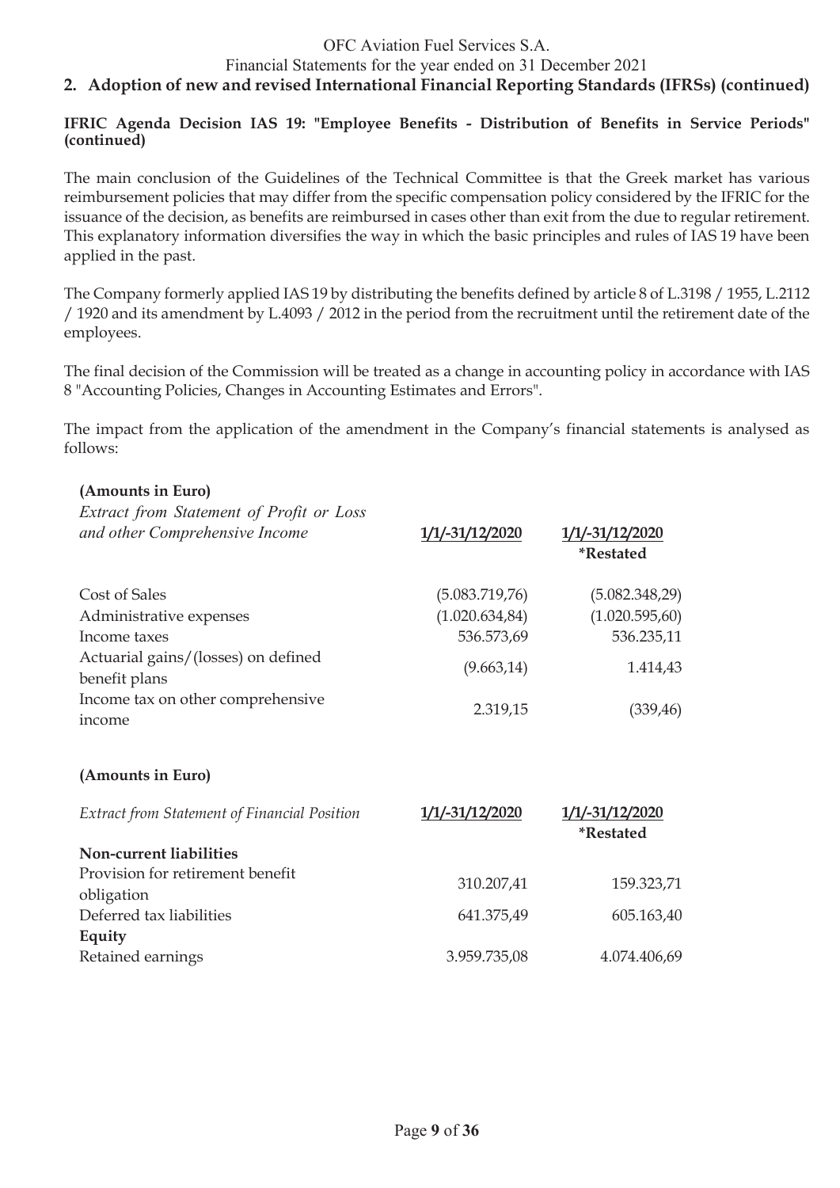## 2. Adoption of new and revised International Financial Reporting Standards (IFRSs) (continued)

**IFRIC Agenda Decision IAS 19: "Employee Benefits - Distribution of Benefits in Service Periods" (continued)**

The main conclusion of the Guidelines of the Technical Committee is that the Greek market has various reimbursement policies that may differ from the specific compensation policy considered by the IFRIC for the issuance of the decision, as benefits are reimbursed in cases other than exit from the due to regular retirement. This explanatory information diversifies the way in which the basic principles and rules of IAS 19 have been applied in the past.

The Company formerly applied IAS 19 by distributing the benefits defined by article 8 of L.3198 / 1955, L.2112 / 1920 and its amendment by L.4093 / 2012 in the period from the recruitment until the retirement date of the employees.

The final decision of the Commission will be treated as a change in accounting policy in accordance with IAS 8 "Accounting Policies, Changes in Accounting Estimates and Errors".

The impact from the application of the amendment in the Company's financial statements is analysed as follows:

**(Amounts in Euro)**

| *Extract from Statement of Profit or Loss and other Comprehensive Income* | 1/1/-31/12/2020 | 1/1/-31/12/2020 *Restated |
|---|---|---|
| Cost of Sales | (5.083.719,76) | (5.082.348,29) |
| Administrative expenses | (1.020.634,84) | (1.020.595,60) |
| Income taxes | 536.573,69 | 536.235,11 |
| Actuarial gains/(losses) on defined benefit plans | (9.663,14) | 1.414,43 |
| Income tax on other comprehensive income | 2.319,15 | (339,46) |

**(Amounts in Euro)**

| *Extract from Statement of Financial Position* | 1/1/-31/12/2020 | 1/1/-31/12/2020 *Restated |
|---|---|---|
| **Non-current liabilities** | | |
| Provision for retirement benefit obligation | 310.207,41 | 159.323,71 |
| Deferred tax liabilities | 641.375,49 | 605.163,40 |
| **Equity** | | |
| Retained earnings | 3.959.735,08 | 4.074.406,69 |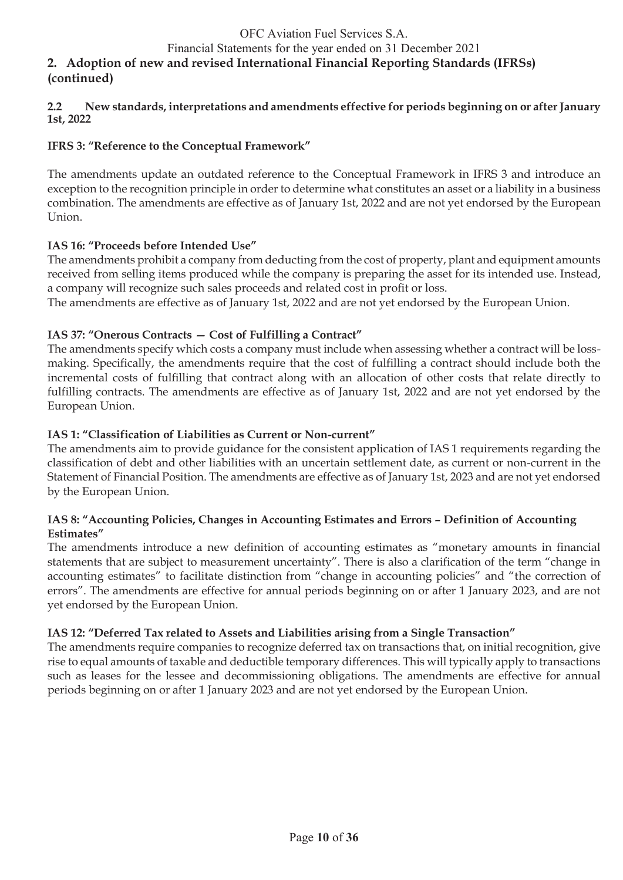## 2. Adoption of new and revised International Financial Reporting Standards (IFRSs) (continued)

### 2.2 New standards, interpretations and amendments effective for periods beginning on or after January 1st, 2022

**IFRS 3: "Reference to the Conceptual Framework"**

The amendments update an outdated reference to the Conceptual Framework in IFRS 3 and introduce an exception to the recognition principle in order to determine what constitutes an asset or a liability in a business combination. The amendments are effective as of January 1st, 2022 and are not yet endorsed by the European Union.

**IAS 16: "Proceeds before Intended Use"**

The amendments prohibit a company from deducting from the cost of property, plant and equipment amounts received from selling items produced while the company is preparing the asset for its intended use. Instead, a company will recognize such sales proceeds and related cost in profit or loss.

The amendments are effective as of January 1st, 2022 and are not yet endorsed by the European Union.

**IAS 37: "Onerous Contracts — Cost of Fulfilling a Contract"**

The amendments specify which costs a company must include when assessing whether a contract will be loss-making. Specifically, the amendments require that the cost of fulfilling a contract should include both the incremental costs of fulfilling that contract along with an allocation of other costs that relate directly to fulfilling contracts. The amendments are effective as of January 1st, 2022 and are not yet endorsed by the European Union.

**IAS 1: "Classification of Liabilities as Current or Non-current"**

The amendments aim to provide guidance for the consistent application of IAS 1 requirements regarding the classification of debt and other liabilities with an uncertain settlement date, as current or non-current in the Statement of Financial Position. The amendments are effective as of January 1st, 2023 and are not yet endorsed by the European Union.

**IAS 8: "Accounting Policies, Changes in Accounting Estimates and Errors – Definition of Accounting Estimates"**

The amendments introduce a new definition of accounting estimates as "monetary amounts in financial statements that are subject to measurement uncertainty". There is also a clarification of the term "change in accounting estimates" to facilitate distinction from "change in accounting policies" and "the correction of errors". The amendments are effective for annual periods beginning on or after 1 January 2023, and are not yet endorsed by the European Union.

**IAS 12: "Deferred Tax related to Assets and Liabilities arising from a Single Transaction"**

The amendments require companies to recognize deferred tax on transactions that, on initial recognition, give rise to equal amounts of taxable and deductible temporary differences. This will typically apply to transactions such as leases for the lessee and decommissioning obligations. The amendments are effective for annual periods beginning on or after 1 January 2023 and are not yet endorsed by the European Union.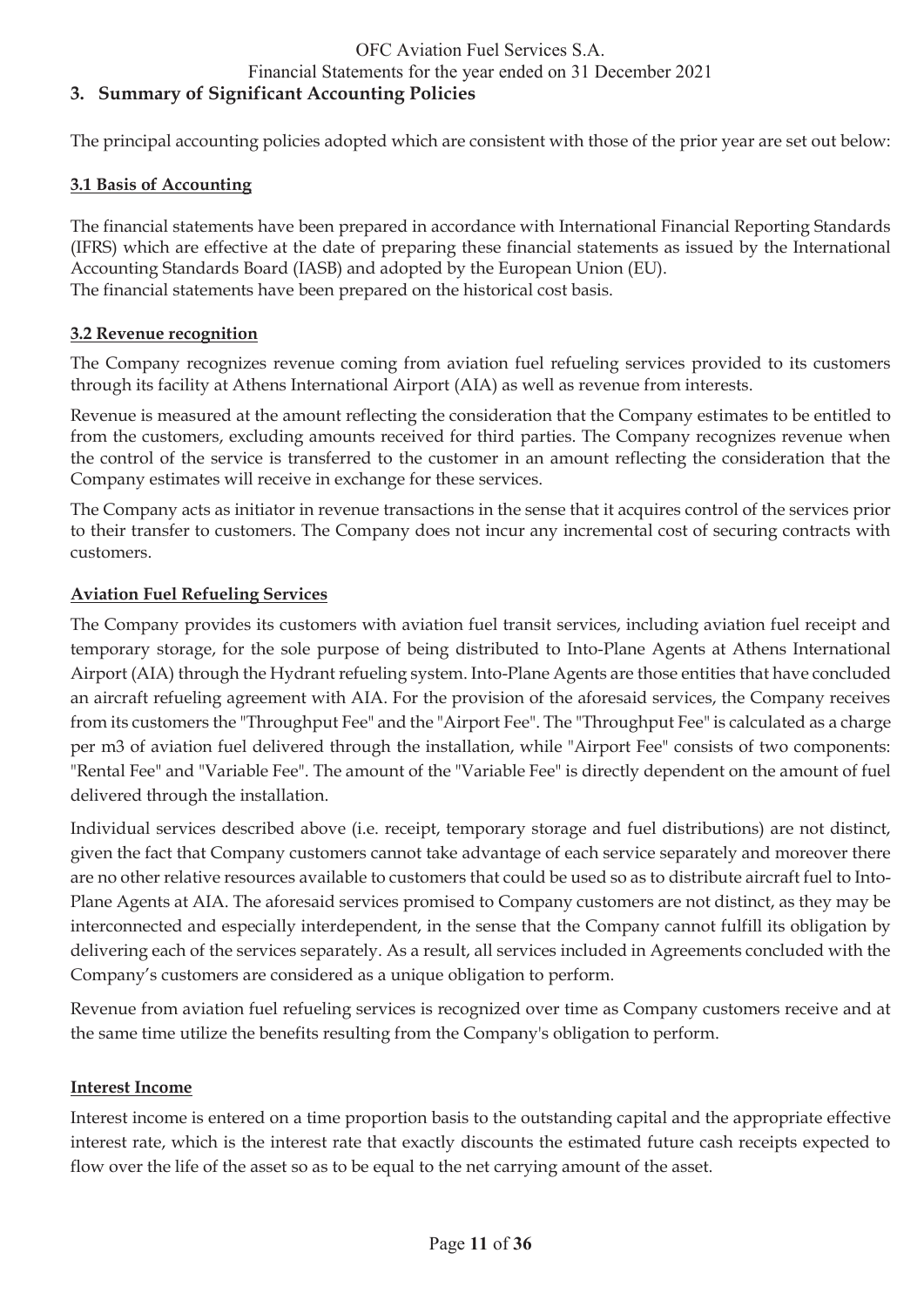## 3. Summary of Significant Accounting Policies

The principal accounting policies adopted which are consistent with those of the prior year are set out below:

### 3.1 Basis of Accounting

The financial statements have been prepared in accordance with International Financial Reporting Standards (IFRS) which are effective at the date of preparing these financial statements as issued by the International Accounting Standards Board (IASB) and adopted by the European Union (EU).
The financial statements have been prepared on the historical cost basis.

### 3.2 Revenue recognition

The Company recognizes revenue coming from aviation fuel refueling services provided to its customers through its facility at Athens International Airport (AIA) as well as revenue from interests.

Revenue is measured at the amount reflecting the consideration that the Company estimates to be entitled to from the customers, excluding amounts received for third parties. The Company recognizes revenue when the control of the service is transferred to the customer in an amount reflecting the consideration that the Company estimates will receive in exchange for these services.

The Company acts as initiator in revenue transactions in the sense that it acquires control of the services prior to their transfer to customers. The Company does not incur any incremental cost of securing contracts with customers.

#### Aviation Fuel Refueling Services

The Company provides its customers with aviation fuel transit services, including aviation fuel receipt and temporary storage, for the sole purpose of being distributed to Into-Plane Agents at Athens International Airport (AIA) through the Hydrant refueling system. Into-Plane Agents are those entities that have concluded an aircraft refueling agreement with AIA. For the provision of the aforesaid services, the Company receives from its customers the "Throughput Fee" and the "Airport Fee". The "Throughput Fee" is calculated as a charge per m3 of aviation fuel delivered through the installation, while "Airport Fee" consists of two components: "Rental Fee" and "Variable Fee". The amount of the "Variable Fee" is directly dependent on the amount of fuel delivered through the installation.

Individual services described above (i.e. receipt, temporary storage and fuel distributions) are not distinct, given the fact that Company customers cannot take advantage of each service separately and moreover there are no other relative resources available to customers that could be used so as to distribute aircraft fuel to Into-Plane Agents at AIA. The aforesaid services promised to Company customers are not distinct, as they may be interconnected and especially interdependent, in the sense that the Company cannot fulfill its obligation by delivering each of the services separately. As a result, all services included in Agreements concluded with the Company's customers are considered as a unique obligation to perform.

Revenue from aviation fuel refueling services is recognized over time as Company customers receive and at the same time utilize the benefits resulting from the Company's obligation to perform.

#### Interest Income

Interest income is entered on a time proportion basis to the outstanding capital and the appropriate effective interest rate, which is the interest rate that exactly discounts the estimated future cash receipts expected to flow over the life of the asset so as to be equal to the net carrying amount of the asset.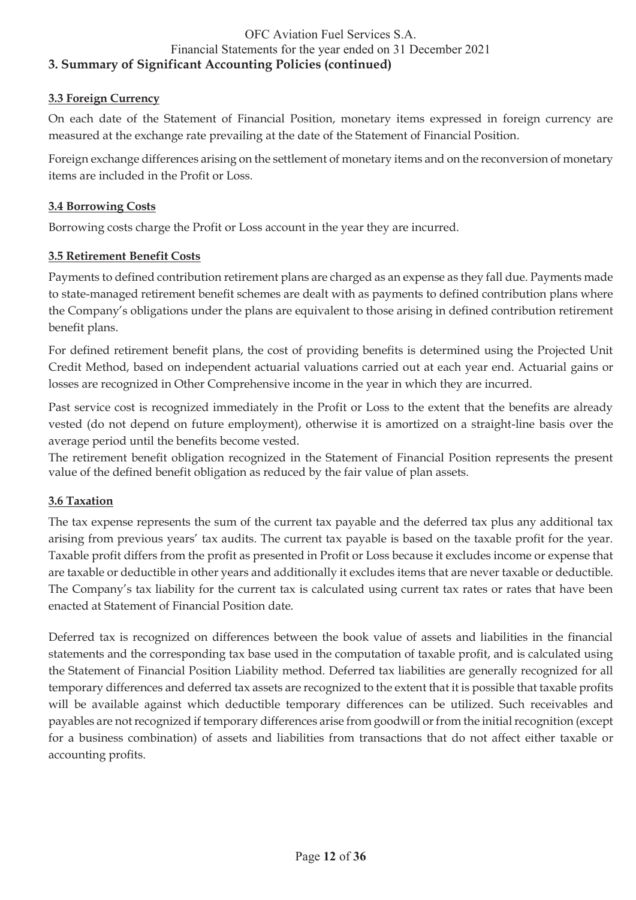## 3. Summary of Significant Accounting Policies (continued)

### 3.3 Foreign Currency

On each date of the Statement of Financial Position, monetary items expressed in foreign currency are measured at the exchange rate prevailing at the date of the Statement of Financial Position.

Foreign exchange differences arising on the settlement of monetary items and on the reconversion of monetary items are included in the Profit or Loss.

### 3.4 Borrowing Costs

Borrowing costs charge the Profit or Loss account in the year they are incurred.

### 3.5 Retirement Benefit Costs

Payments to defined contribution retirement plans are charged as an expense as they fall due. Payments made to state-managed retirement benefit schemes are dealt with as payments to defined contribution plans where the Company's obligations under the plans are equivalent to those arising in defined contribution retirement benefit plans.

For defined retirement benefit plans, the cost of providing benefits is determined using the Projected Unit Credit Method, based on independent actuarial valuations carried out at each year end. Actuarial gains or losses are recognized in Other Comprehensive income in the year in which they are incurred.

Past service cost is recognized immediately in the Profit or Loss to the extent that the benefits are already vested (do not depend on future employment), otherwise it is amortized on a straight-line basis over the average period until the benefits become vested.

The retirement benefit obligation recognized in the Statement of Financial Position represents the present value of the defined benefit obligation as reduced by the fair value of plan assets.

### 3.6 Taxation

The tax expense represents the sum of the current tax payable and the deferred tax plus any additional tax arising from previous years' tax audits. The current tax payable is based on the taxable profit for the year. Taxable profit differs from the profit as presented in Profit or Loss because it excludes income or expense that are taxable or deductible in other years and additionally it excludes items that are never taxable or deductible. The Company's tax liability for the current tax is calculated using current tax rates or rates that have been enacted at Statement of Financial Position date.

Deferred tax is recognized on differences between the book value of assets and liabilities in the financial statements and the corresponding tax base used in the computation of taxable profit, and is calculated using the Statement of Financial Position Liability method. Deferred tax liabilities are generally recognized for all temporary differences and deferred tax assets are recognized to the extent that it is possible that taxable profits will be available against which deductible temporary differences can be utilized. Such receivables and payables are not recognized if temporary differences arise from goodwill or from the initial recognition (except for a business combination) of assets and liabilities from transactions that do not affect either taxable or accounting profits.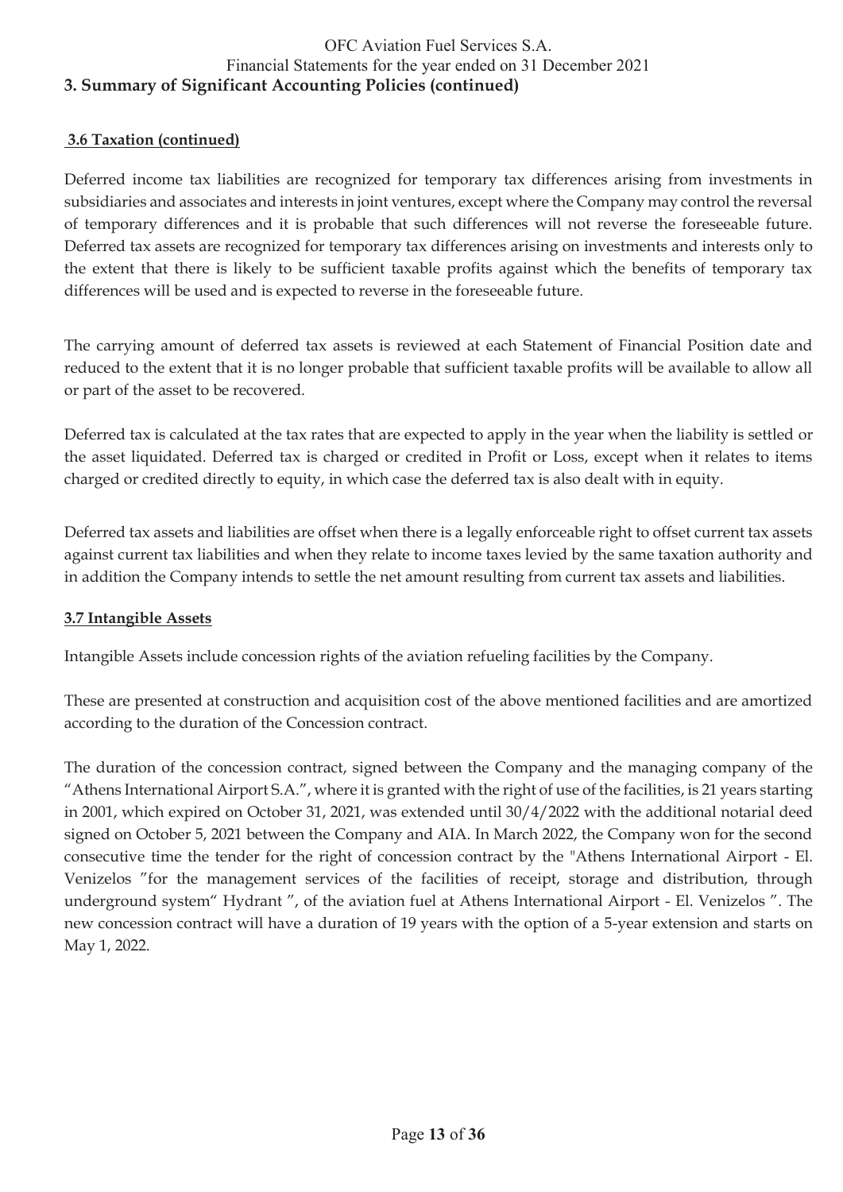## 3. Summary of Significant Accounting Policies (continued)

### 3.6 Taxation (continued)

Deferred income tax liabilities are recognized for temporary tax differences arising from investments in subsidiaries and associates and interests in joint ventures, except where the Company may control the reversal of temporary differences and it is probable that such differences will not reverse the foreseeable future. Deferred tax assets are recognized for temporary tax differences arising on investments and interests only to the extent that there is likely to be sufficient taxable profits against which the benefits of temporary tax differences will be used and is expected to reverse in the foreseeable future.

The carrying amount of deferred tax assets is reviewed at each Statement of Financial Position date and reduced to the extent that it is no longer probable that sufficient taxable profits will be available to allow all or part of the asset to be recovered.

Deferred tax is calculated at the tax rates that are expected to apply in the year when the liability is settled or the asset liquidated. Deferred tax is charged or credited in Profit or Loss, except when it relates to items charged or credited directly to equity, in which case the deferred tax is also dealt with in equity.

Deferred tax assets and liabilities are offset when there is a legally enforceable right to offset current tax assets against current tax liabilities and when they relate to income taxes levied by the same taxation authority and in addition the Company intends to settle the net amount resulting from current tax assets and liabilities.

### 3.7 Intangible Assets

Intangible Assets include concession rights of the aviation refueling facilities by the Company.

These are presented at construction and acquisition cost of the above mentioned facilities and are amortized according to the duration of the Concession contract.

The duration of the concession contract, signed between the Company and the managing company of the "Athens International Airport S.A.", where it is granted with the right of use of the facilities, is 21 years starting in 2001, which expired on October 31, 2021, was extended until 30/4/2022 with the additional notarial deed signed on October 5, 2021 between the Company and AIA. In March 2022, the Company won for the second consecutive time the tender for the right of concession contract by the "Athens International Airport - El. Venizelos "for the management services of the facilities of receipt, storage and distribution, through underground system" Hydrant ", of the aviation fuel at Athens International Airport - El. Venizelos ". The new concession contract will have a duration of 19 years with the option of a 5-year extension and starts on May 1, 2022.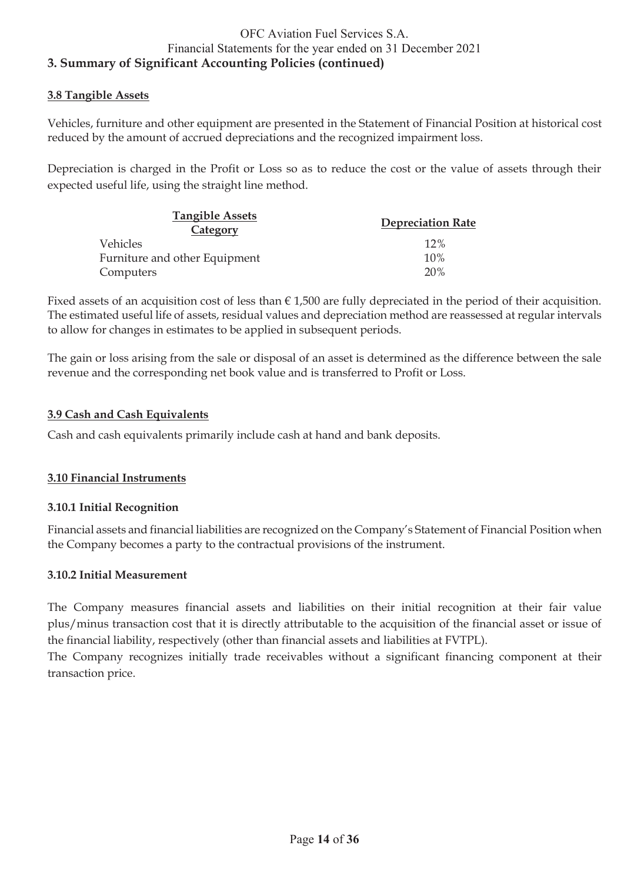## 3. Summary of Significant Accounting Policies (continued)

### 3.8 Tangible Assets

Vehicles, furniture and other equipment are presented in the Statement of Financial Position at historical cost reduced by the amount of accrued depreciations and the recognized impairment loss.

Depreciation is charged in the Profit or Loss so as to reduce the cost or the value of assets through their expected useful life, using the straight line method.

| Tangible Assets Category | Depreciation Rate |
|---|---|
| Vehicles | 12% |
| Furniture and other Equipment | 10% |
| Computers | 20% |

Fixed assets of an acquisition cost of less than € 1,500 are fully depreciated in the period of their acquisition. The estimated useful life of assets, residual values and depreciation method are reassessed at regular intervals to allow for changes in estimates to be applied in subsequent periods.

The gain or loss arising from the sale or disposal of an asset is determined as the difference between the sale revenue and the corresponding net book value and is transferred to Profit or Loss.

### 3.9 Cash and Cash Equivalents

Cash and cash equivalents primarily include cash at hand and bank deposits.

### 3.10 Financial Instruments

#### 3.10.1 Initial Recognition

Financial assets and financial liabilities are recognized on the Company's Statement of Financial Position when the Company becomes a party to the contractual provisions of the instrument.

#### 3.10.2 Initial Measurement

The Company measures financial assets and liabilities on their initial recognition at their fair value plus/minus transaction cost that it is directly attributable to the acquisition of the financial asset or issue of the financial liability, respectively (other than financial assets and liabilities at FVTPL).

The Company recognizes initially trade receivables without a significant financing component at their transaction price.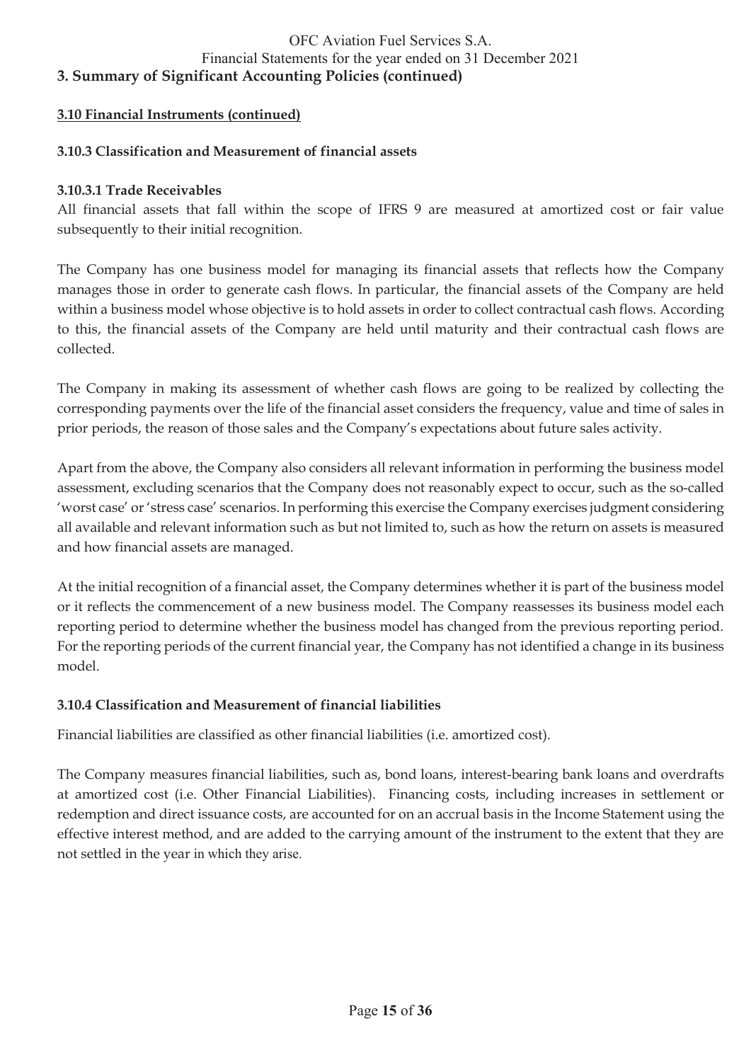## 3. Summary of Significant Accounting Policies (continued)

### 3.10 Financial Instruments (continued)

#### 3.10.3 Classification and Measurement of financial assets

**3.10.3.1 Trade Receivables**

All financial assets that fall within the scope of IFRS 9 are measured at amortized cost or fair value subsequently to their initial recognition.

The Company has one business model for managing its financial assets that reflects how the Company manages those in order to generate cash flows. In particular, the financial assets of the Company are held within a business model whose objective is to hold assets in order to collect contractual cash flows. According to this, the financial assets of the Company are held until maturity and their contractual cash flows are collected.

The Company in making its assessment of whether cash flows are going to be realized by collecting the corresponding payments over the life of the financial asset considers the frequency, value and time of sales in prior periods, the reason of those sales and the Company's expectations about future sales activity.

Apart from the above, the Company also considers all relevant information in performing the business model assessment, excluding scenarios that the Company does not reasonably expect to occur, such as the so-called 'worst case' or 'stress case' scenarios. In performing this exercise the Company exercises judgment considering all available and relevant information such as but not limited to, such as how the return on assets is measured and how financial assets are managed.

At the initial recognition of a financial asset, the Company determines whether it is part of the business model or it reflects the commencement of a new business model. The Company reassesses its business model each reporting period to determine whether the business model has changed from the previous reporting period. For the reporting periods of the current financial year, the Company has not identified a change in its business model.

#### 3.10.4 Classification and Measurement of financial liabilities

Financial liabilities are classified as other financial liabilities (i.e. amortized cost).

The Company measures financial liabilities, such as, bond loans, interest-bearing bank loans and overdrafts at amortized cost (i.e. Other Financial Liabilities). Financing costs, including increases in settlement or redemption and direct issuance costs, are accounted for on an accrual basis in the Income Statement using the effective interest method, and are added to the carrying amount of the instrument to the extent that they are not settled in the year in which they arise.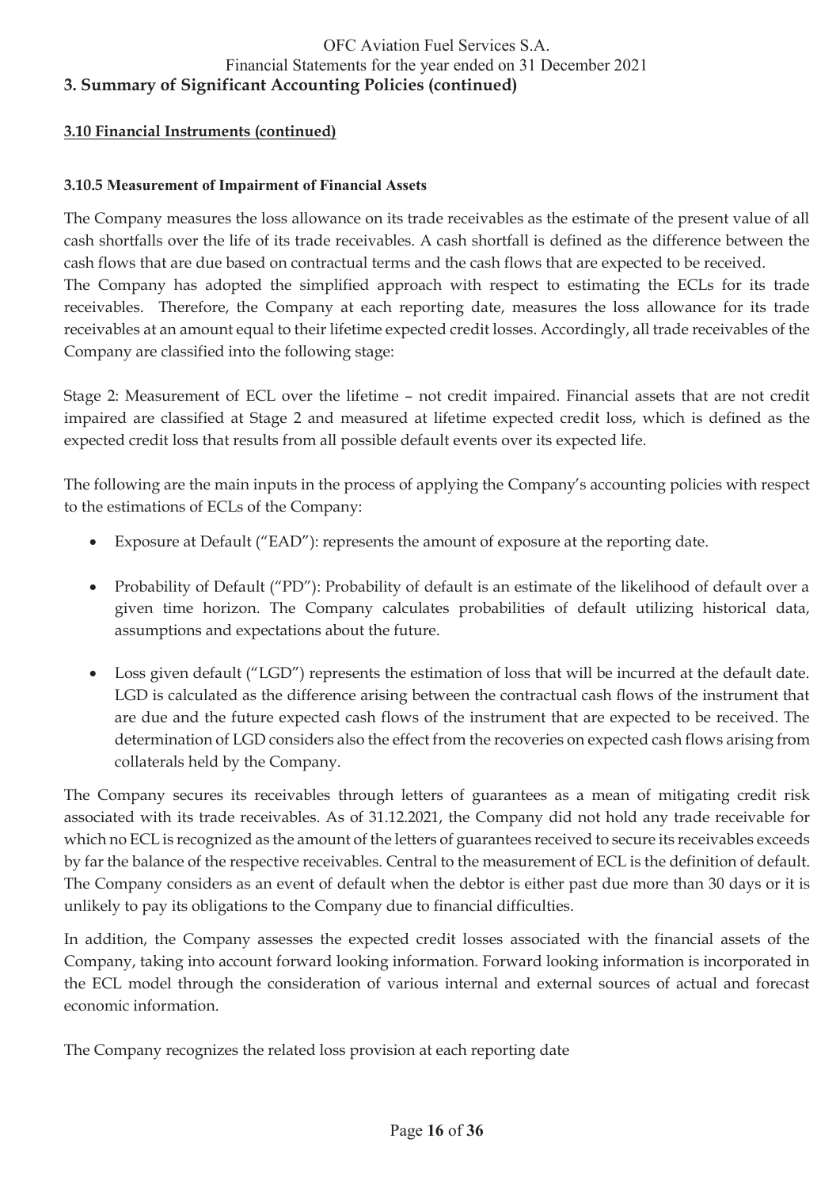## 3. Summary of Significant Accounting Policies (continued)

### 3.10 Financial Instruments (continued)

#### 3.10.5 Measurement of Impairment of Financial Assets

The Company measures the loss allowance on its trade receivables as the estimate of the present value of all cash shortfalls over the life of its trade receivables. A cash shortfall is defined as the difference between the cash flows that are due based on contractual terms and the cash flows that are expected to be received.
The Company has adopted the simplified approach with respect to estimating the ECLs for its trade receivables. Therefore, the Company at each reporting date, measures the loss allowance for its trade receivables at an amount equal to their lifetime expected credit losses. Accordingly, all trade receivables of the Company are classified into the following stage:

Stage 2: Measurement of ECL over the lifetime – not credit impaired. Financial assets that are not credit impaired are classified at Stage 2 and measured at lifetime expected credit loss, which is defined as the expected credit loss that results from all possible default events over its expected life.

The following are the main inputs in the process of applying the Company's accounting policies with respect to the estimations of ECLs of the Company:

- Exposure at Default ("EAD"): represents the amount of exposure at the reporting date.
- Probability of Default ("PD"): Probability of default is an estimate of the likelihood of default over a given time horizon. The Company calculates probabilities of default utilizing historical data, assumptions and expectations about the future.
- Loss given default ("LGD") represents the estimation of loss that will be incurred at the default date. LGD is calculated as the difference arising between the contractual cash flows of the instrument that are due and the future expected cash flows of the instrument that are expected to be received. The determination of LGD considers also the effect from the recoveries on expected cash flows arising from collaterals held by the Company.

The Company secures its receivables through letters of guarantees as a mean of mitigating credit risk associated with its trade receivables. As of 31.12.2021, the Company did not hold any trade receivable for which no ECL is recognized as the amount of the letters of guarantees received to secure its receivables exceeds by far the balance of the respective receivables. Central to the measurement of ECL is the definition of default. The Company considers as an event of default when the debtor is either past due more than 30 days or it is unlikely to pay its obligations to the Company due to financial difficulties.

In addition, the Company assesses the expected credit losses associated with the financial assets of the Company, taking into account forward looking information. Forward looking information is incorporated in the ECL model through the consideration of various internal and external sources of actual and forecast economic information.

The Company recognizes the related loss provision at each reporting date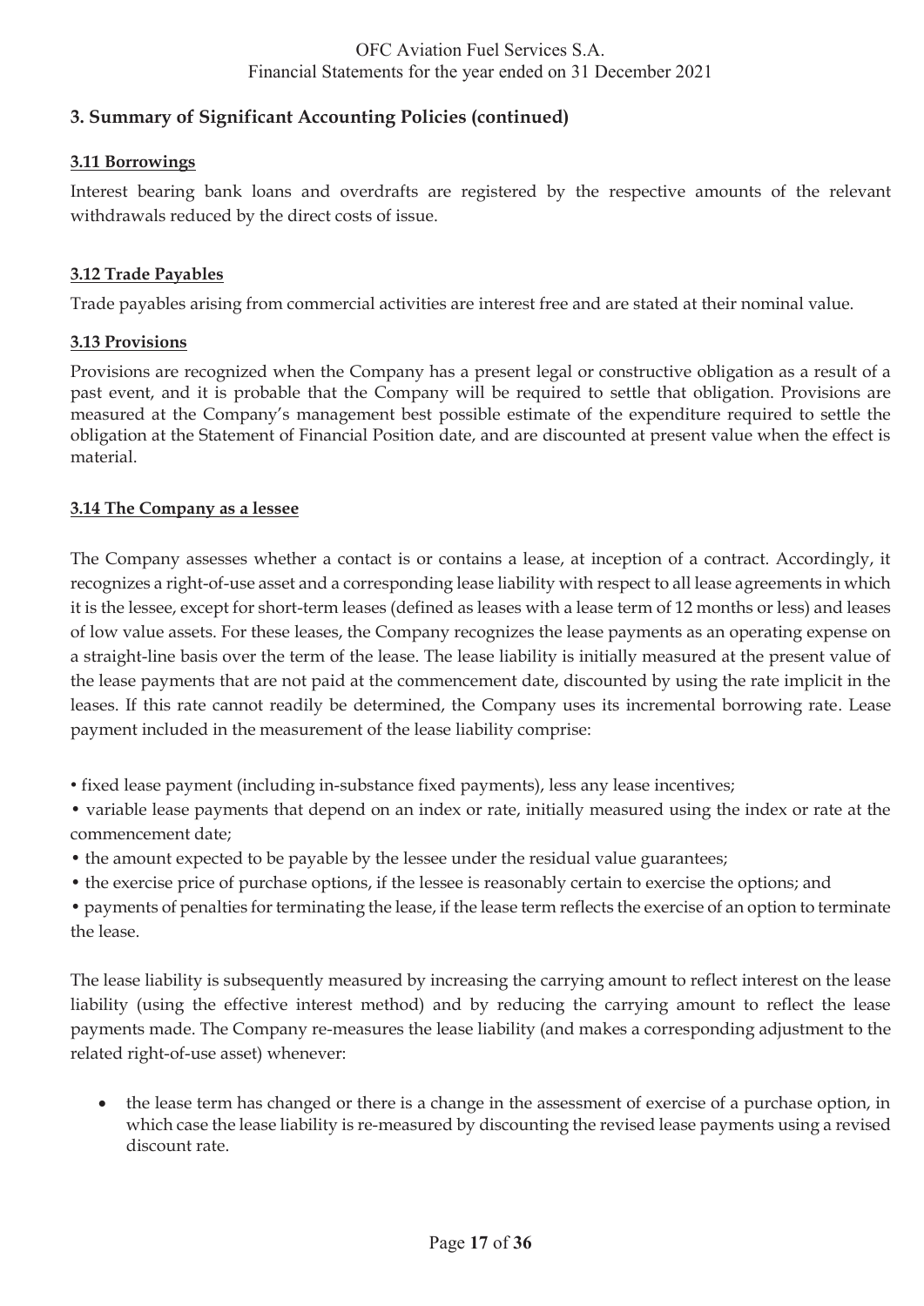## 3. Summary of Significant Accounting Policies (continued)

### 3.11 Borrowings

Interest bearing bank loans and overdrafts are registered by the respective amounts of the relevant withdrawals reduced by the direct costs of issue.

### 3.12 Trade Payables

Trade payables arising from commercial activities are interest free and are stated at their nominal value.

### 3.13 Provisions

Provisions are recognized when the Company has a present legal or constructive obligation as a result of a past event, and it is probable that the Company will be required to settle that obligation. Provisions are measured at the Company's management best possible estimate of the expenditure required to settle the obligation at the Statement of Financial Position date, and are discounted at present value when the effect is material.

### 3.14 The Company as a lessee

The Company assesses whether a contact is or contains a lease, at inception of a contract. Accordingly, it recognizes a right-of-use asset and a corresponding lease liability with respect to all lease agreements in which it is the lessee, except for short-term leases (defined as leases with a lease term of 12 months or less) and leases of low value assets. For these leases, the Company recognizes the lease payments as an operating expense on a straight-line basis over the term of the lease. The lease liability is initially measured at the present value of the lease payments that are not paid at the commencement date, discounted by using the rate implicit in the leases. If this rate cannot readily be determined, the Company uses its incremental borrowing rate. Lease payment included in the measurement of the lease liability comprise:

- fixed lease payment (including in-substance fixed payments), less any lease incentives;
- variable lease payments that depend on an index or rate, initially measured using the index or rate at the commencement date;
- the amount expected to be payable by the lessee under the residual value guarantees;
- the exercise price of purchase options, if the lessee is reasonably certain to exercise the options; and
- payments of penalties for terminating the lease, if the lease term reflects the exercise of an option to terminate the lease.

The lease liability is subsequently measured by increasing the carrying amount to reflect interest on the lease liability (using the effective interest method) and by reducing the carrying amount to reflect the lease payments made. The Company re-measures the lease liability (and makes a corresponding adjustment to the related right-of-use asset) whenever:

- the lease term has changed or there is a change in the assessment of exercise of a purchase option, in which case the lease liability is re-measured by discounting the revised lease payments using a revised discount rate.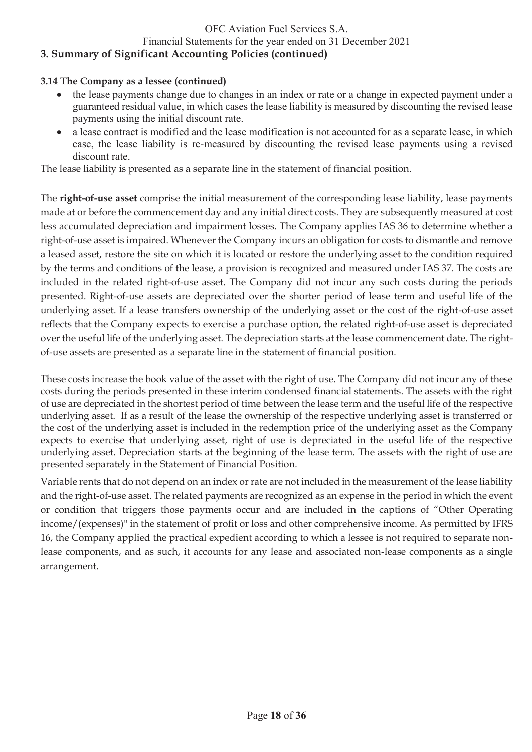## 3. Summary of Significant Accounting Policies (continued)

**3.14 The Company as a lessee (continued)**

- the lease payments change due to changes in an index or rate or a change in expected payment under a guaranteed residual value, in which cases the lease liability is measured by discounting the revised lease payments using the initial discount rate.
- a lease contract is modified and the lease modification is not accounted for as a separate lease, in which case, the lease liability is re-measured by discounting the revised lease payments using a revised discount rate.

The lease liability is presented as a separate line in the statement of financial position.

The **right-of-use asset** comprise the initial measurement of the corresponding lease liability, lease payments made at or before the commencement day and any initial direct costs. They are subsequently measured at cost less accumulated depreciation and impairment losses. The Company applies IAS 36 to determine whether a right-of-use asset is impaired. Whenever the Company incurs an obligation for costs to dismantle and remove a leased asset, restore the site on which it is located or restore the underlying asset to the condition required by the terms and conditions of the lease, a provision is recognized and measured under IAS 37. The costs are included in the related right-of-use asset. The Company did not incur any such costs during the periods presented. Right-of-use assets are depreciated over the shorter period of lease term and useful life of the underlying asset. If a lease transfers ownership of the underlying asset or the cost of the right-of-use asset reflects that the Company expects to exercise a purchase option, the related right-of-use asset is depreciated over the useful life of the underlying asset. The depreciation starts at the lease commencement date. The right-of-use assets are presented as a separate line in the statement of financial position.

These costs increase the book value of the asset with the right of use. The Company did not incur any of these costs during the periods presented in these interim condensed financial statements. The assets with the right of use are depreciated in the shortest period of time between the lease term and the useful life of the respective underlying asset. If as a result of the lease the ownership of the respective underlying asset is transferred or the cost of the underlying asset is included in the redemption price of the underlying asset as the Company expects to exercise that underlying asset, right of use is depreciated in the useful life of the respective underlying asset. Depreciation starts at the beginning of the lease term. The assets with the right of use are presented separately in the Statement of Financial Position.

Variable rents that do not depend on an index or rate are not included in the measurement of the lease liability and the right-of-use asset. The related payments are recognized as an expense in the period in which the event or condition that triggers those payments occur and are included in the captions of "Other Operating income/(expenses)" in the statement of profit or loss and other comprehensive income. As permitted by IFRS 16, the Company applied the practical expedient according to which a lessee is not required to separate non-lease components, and as such, it accounts for any lease and associated non-lease components as a single arrangement.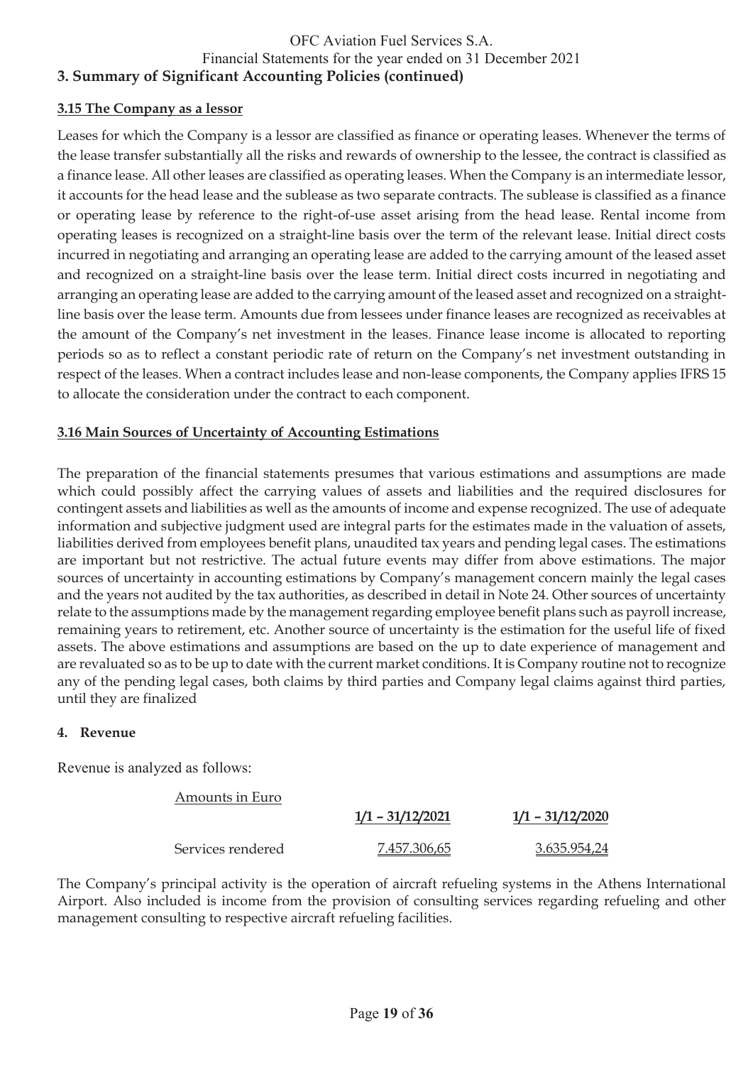### 3. Summary of Significant Accounting Policies (continued)

**3.15 The Company as a lessor**

Leases for which the Company is a lessor are classified as finance or operating leases. Whenever the terms of the lease transfer substantially all the risks and rewards of ownership to the lessee, the contract is classified as a finance lease. All other leases are classified as operating leases. When the Company is an intermediate lessor, it accounts for the head lease and the sublease as two separate contracts. The sublease is classified as a finance or operating lease by reference to the right-of-use asset arising from the head lease. Rental income from operating leases is recognized on a straight-line basis over the term of the relevant lease. Initial direct costs incurred in negotiating and arranging an operating lease are added to the carrying amount of the leased asset and recognized on a straight-line basis over the lease term. Initial direct costs incurred in negotiating and arranging an operating lease are added to the carrying amount of the leased asset and recognized on a straight-line basis over the lease term. Amounts due from lessees under finance leases are recognized as receivables at the amount of the Company's net investment in the leases. Finance lease income is allocated to reporting periods so as to reflect a constant periodic rate of return on the Company's net investment outstanding in respect of the leases. When a contract includes lease and non-lease components, the Company applies IFRS 15 to allocate the consideration under the contract to each component.

**3.16 Main Sources of Uncertainty of Accounting Estimations**

The preparation of the financial statements presumes that various estimations and assumptions are made which could possibly affect the carrying values of assets and liabilities and the required disclosures for contingent assets and liabilities as well as the amounts of income and expense recognized. The use of adequate information and subjective judgment used are integral parts for the estimates made in the valuation of assets, liabilities derived from employees benefit plans, unaudited tax years and pending legal cases. The estimations are important but not restrictive. The actual future events may differ from above estimations. The major sources of uncertainty in accounting estimations by Company's management concern mainly the legal cases and the years not audited by the tax authorities, as described in detail in Note 24. Other sources of uncertainty relate to the assumptions made by the management regarding employee benefit plans such as payroll increase, remaining years to retirement, etc. Another source of uncertainty is the estimation for the useful life of fixed assets. The above estimations and assumptions are based on the up to date experience of management and are revaluated so as to be up to date with the current market conditions. It is Company routine not to recognize any of the pending legal cases, both claims by third parties and Company legal claims against third parties, until they are finalized

### 4. Revenue

Revenue is analyzed as follows:

| Amounts in Euro | **1/1 – 31/12/2021** | **1/1 – 31/12/2020** |
|---|---|---|
| Services rendered | 7.457.306,65 | 3.635.954,24 |

The Company's principal activity is the operation of aircraft refueling systems in the Athens International Airport. Also included is income from the provision of consulting services regarding refueling and other management consulting to respective aircraft refueling facilities.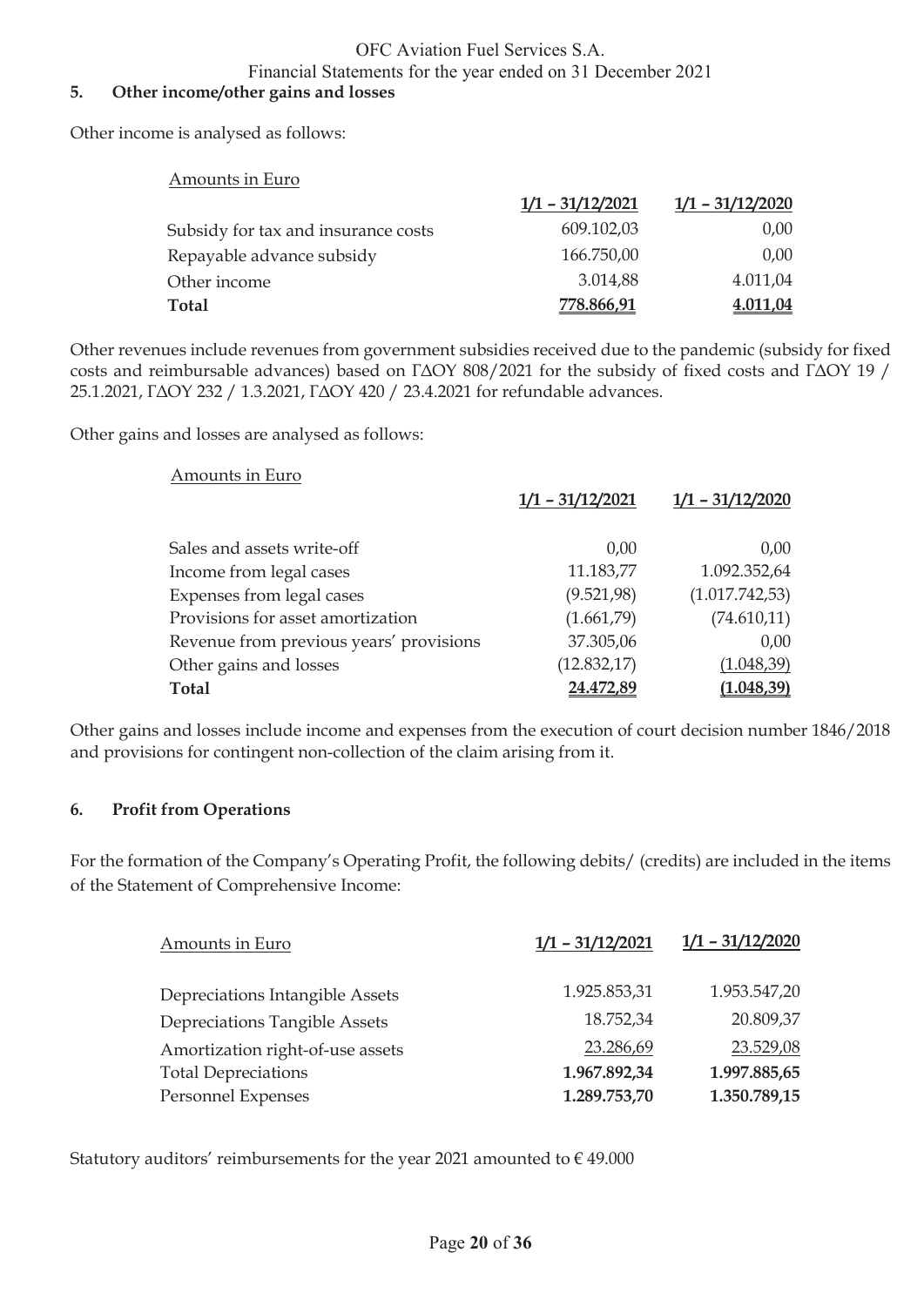## 5. Other income/other gains and losses

Other income is analysed as follows:

| Amounts in Euro | 1/1 – 31/12/2021 | 1/1 – 31/12/2020 |
|---|---|---|
| Subsidy for tax and insurance costs | 609.102,03 | 0,00 |
| Repayable advance subsidy | 166.750,00 | 0,00 |
| Other income | 3.014,88 | 4.011,04 |
| **Total** | **778.866,91** | **4.011,04** |

Other revenues include revenues from government subsidies received due to the pandemic (subsidy for fixed costs and reimbursable advances) based on ΓΔΟΥ 808/2021 for the subsidy of fixed costs and ΓΔΟΥ 19 / 25.1.2021, ΓΔΟΥ 232 / 1.3.2021, ΓΔΟΥ 420 / 23.4.2021 for refundable advances.

Other gains and losses are analysed as follows:

| Amounts in Euro | 1/1 – 31/12/2021 | 1/1 – 31/12/2020 |
|---|---|---|
| Sales and assets write-off | 0,00 | 0,00 |
| Income from legal cases | 11.183,77 | 1.092.352,64 |
| Expenses from legal cases | (9.521,98) | (1.017.742,53) |
| Provisions for asset amortization | (1.661,79) | (74.610,11) |
| Revenue from previous years' provisions | 37.305,06 | 0,00 |
| Other gains and losses | (12.832,17) | (1.048,39) |
| **Total** | **24.472,89** | **(1.048,39)** |

Other gains and losses include income and expenses from the execution of court decision number 1846/2018 and provisions for contingent non-collection of the claim arising from it.

## 6. Profit from Operations

For the formation of the Company's Operating Profit, the following debits/ (credits) are included in the items of the Statement of Comprehensive Income:

| Amounts in Euro | 1/1 – 31/12/2021 | 1/1 – 31/12/2020 |
|---|---|---|
| Depreciations Intangible Assets | 1.925.853,31 | 1.953.547,20 |
| Depreciations Tangible Assets | 18.752,34 | 20.809,37 |
| Amortization right-of-use assets | 23.286,69 | 23.529,08 |
| Total Depreciations | **1.967.892,34** | **1.997.885,65** |
| Personnel Expenses | **1.289.753,70** | **1.350.789,15** |

Statutory auditors' reimbursements for the year 2021 amounted to € 49.000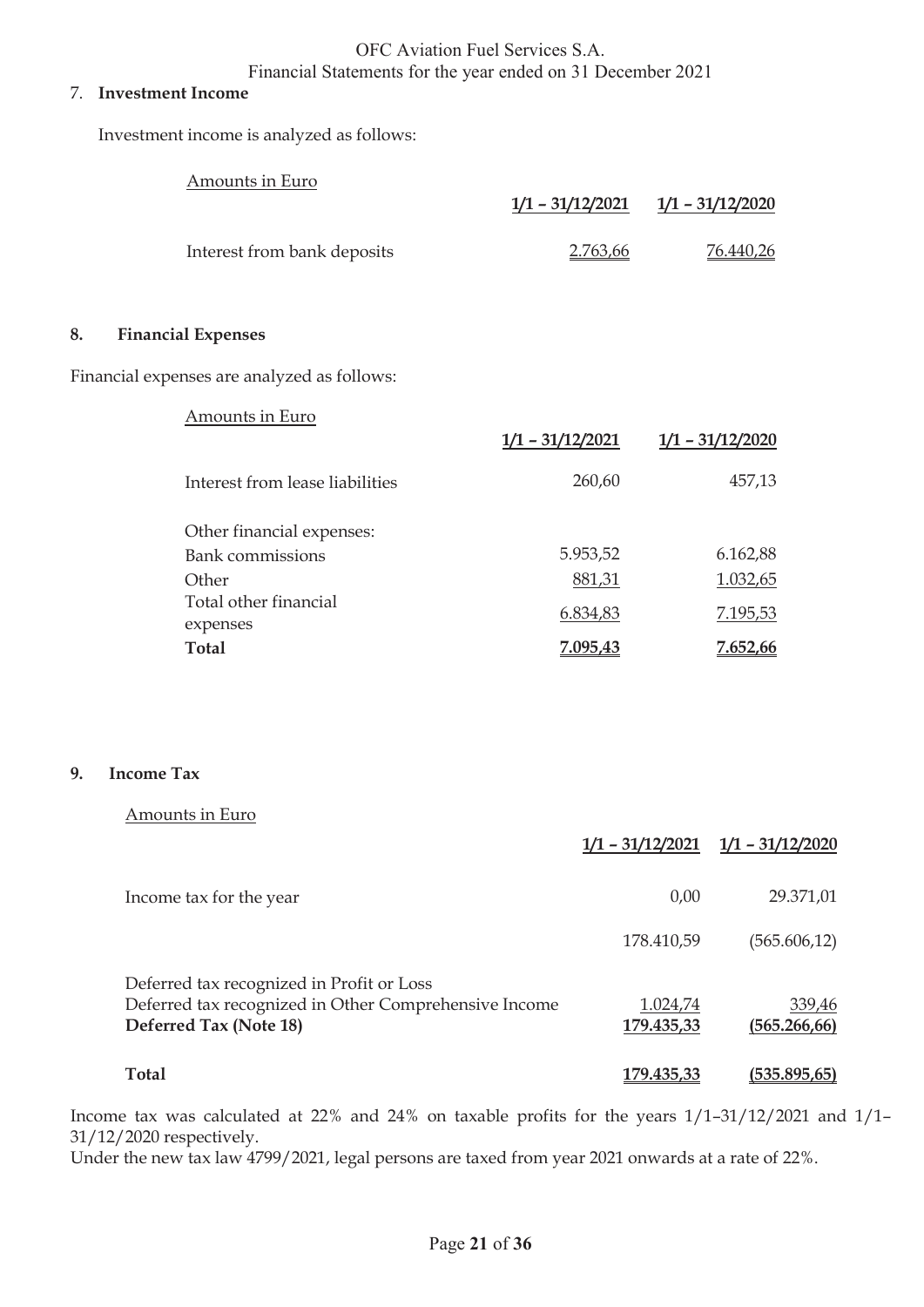## 7. Investment Income

Investment income is analyzed as follows:

| Amounts in Euro | 1/1 – 31/12/2021 | 1/1 – 31/12/2020 |
|---|---|---|
| Interest from bank deposits | 2.763,66 | 76.440,26 |

## 8. Financial Expenses

Financial expenses are analyzed as follows:

| Amounts in Euro | 1/1 – 31/12/2021 | 1/1 – 31/12/2020 |
|---|---|---|
| Interest from lease liabilities | 260,60 | 457,13 |
| Other financial expenses: | | |
| Bank commissions | 5.953,52 | 6.162,88 |
| Other | 881,31 | 1.032,65 |
| Total other financial expenses | 6.834,83 | 7.195,53 |
| **Total** | **7.095,43** | **7.652,66** |

## 9. Income Tax

| Amounts in Euro | 1/1 – 31/12/2021 | 1/1 – 31/12/2020 |
|---|---|---|
| Income tax for the year | 0,00 | 29.371,01 |
| | 178.410,59 | (565.606,12) |
| Deferred tax recognized in Profit or Loss | | |
| Deferred tax recognized in Other Comprehensive Income | 1.024,74 | 339,46 |
| **Deferred Tax (Note 18)** | **179.435,33** | **(565.266,66)** |
| **Total** | **179.435,33** | **(535.895,65)** |

Income tax was calculated at 22% and 24% on taxable profits for the years 1/1–31/12/2021 and 1/1–31/12/2020 respectively.
Under the new tax law 4799/2021, legal persons are taxed from year 2021 onwards at a rate of 22%.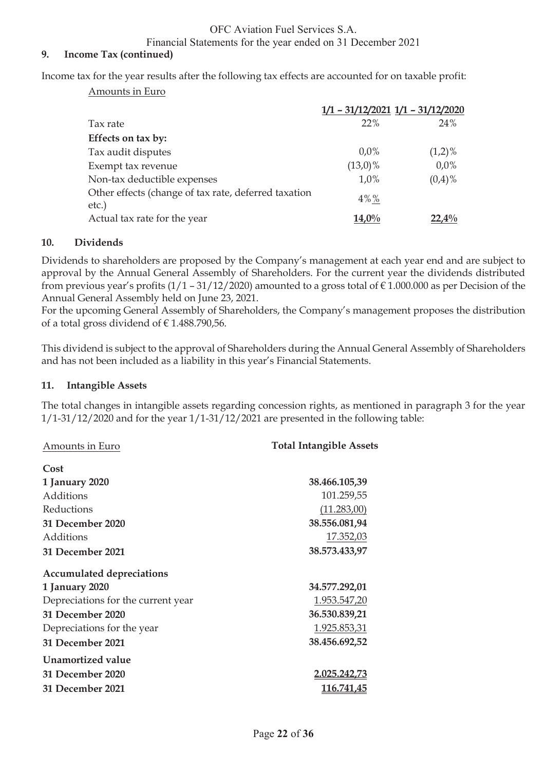## 9. Income Tax (continued)

Income tax for the year results after the following tax effects are accounted for on taxable profit:

Amounts in Euro

| | 1/1 – 31/12/2021 | 1/1 – 31/12/2020 |
|---|---|---|
| Tax rate | 22% | 24% |
| **Effects on tax by:** | | |
| Tax audit disputes | 0,0% | (1,2)% |
| Exempt tax revenue | (13,0)% | 0,0% |
| Non-tax deductible expenses | 1,0% | (0,4)% |
| Other effects (change of tax rate, deferred taxation etc.) | 4%% | |
| Actual tax rate for the year | **14,0%** | **22,4%** |

## 10. Dividends

Dividends to shareholders are proposed by the Company's management at each year end and are subject to approval by the Annual General Assembly of Shareholders. For the current year the dividends distributed from previous year's profits (1/1 – 31/12/2020) amounted to a gross total of € 1.000.000 as per Decision of the Annual General Assembly held on June 23, 2021.

For the upcoming General Assembly of Shareholders, the Company's management proposes the distribution of a total gross dividend of € 1.488.790,56.

This dividend is subject to the approval of Shareholders during the Annual General Assembly of Shareholders and has not been included as a liability in this year's Financial Statements.

## 11. Intangible Assets

The total changes in intangible assets regarding concession rights, as mentioned in paragraph 3 for the year 1/1-31/12/2020 and for the year 1/1-31/12/2021 are presented in the following table:

| Amounts in Euro | **Total Intangible Assets** |
|---|---|
| **Cost** | |
| **1 January 2020** | **38.466.105,39** |
| Additions | 101.259,55 |
| Reductions | (11.283,00) |
| **31 December 2020** | **38.556.081,94** |
| Additions | 17.352,03 |
| **31 December 2021** | **38.573.433,97** |
| **Accumulated depreciations** | |
| **1 January 2020** | **34.577.292,01** |
| Depreciations for the current year | 1.953.547,20 |
| **31 December 2020** | **36.530.839,21** |
| Depreciations for the year | 1.925.853,31 |
| **31 December 2021** | **38.456.692,52** |
| **Unamortized value** | |
| **31 December 2020** | **2.025.242,73** |
| **31 December 2021** | **116.741,45** |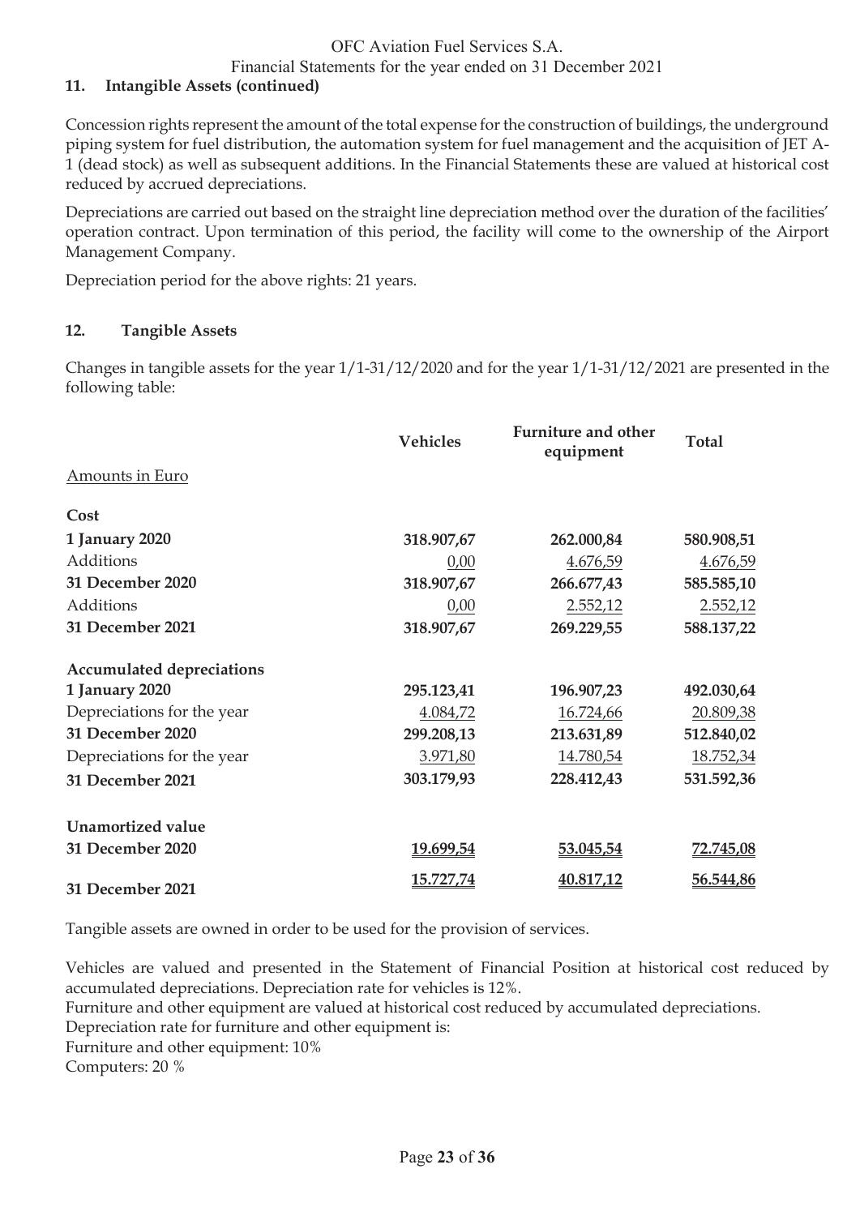## 11. Intangible Assets (continued)

Concession rights represent the amount of the total expense for the construction of buildings, the underground piping system for fuel distribution, the automation system for fuel management and the acquisition of JET A-1 (dead stock) as well as subsequent additions. In the Financial Statements these are valued at historical cost reduced by accrued depreciations.

Depreciations are carried out based on the straight line depreciation method over the duration of the facilities' operation contract. Upon termination of this period, the facility will come to the ownership of the Airport Management Company.

Depreciation period for the above rights: 21 years.

## 12. Tangible Assets

Changes in tangible assets for the year 1/1-31/12/2020 and for the year 1/1-31/12/2021 are presented in the following table:

| Amounts in Euro | Vehicles | Furniture and other equipment | Total |
|---|---|---|---|
| **Cost** | | | |
| **1 January 2020** | **318.907,67** | **262.000,84** | **580.908,51** |
| Additions | 0,00 | 4.676,59 | 4.676,59 |
| **31 December 2020** | **318.907,67** | **266.677,43** | **585.585,10** |
| Additions | 0,00 | 2.552,12 | 2.552,12 |
| **31 December 2021** | **318.907,67** | **269.229,55** | **588.137,22** |
| **Accumulated depreciations** | | | |
| **1 January 2020** | **295.123,41** | **196.907,23** | **492.030,64** |
| Depreciations for the year | 4.084,72 | 16.724,66 | 20.809,38 |
| **31 December 2020** | **299.208,13** | **213.631,89** | **512.840,02** |
| Depreciations for the year | 3.971,80 | 14.780,54 | 18.752,34 |
| **31 December 2021** | **303.179,93** | **228.412,43** | **531.592,36** |
| **Unamortized value** | | | |
| **31 December 2020** | **19.699,54** | **53.045,54** | **72.745,08** |
| **31 December 2021** | **15.727,74** | **40.817,12** | **56.544,86** |

Tangible assets are owned in order to be used for the provision of services.

Vehicles are valued and presented in the Statement of Financial Position at historical cost reduced by accumulated depreciations. Depreciation rate for vehicles is 12%.
Furniture and other equipment are valued at historical cost reduced by accumulated depreciations.
Depreciation rate for furniture and other equipment is:
Furniture and other equipment: 10%
Computers: 20 %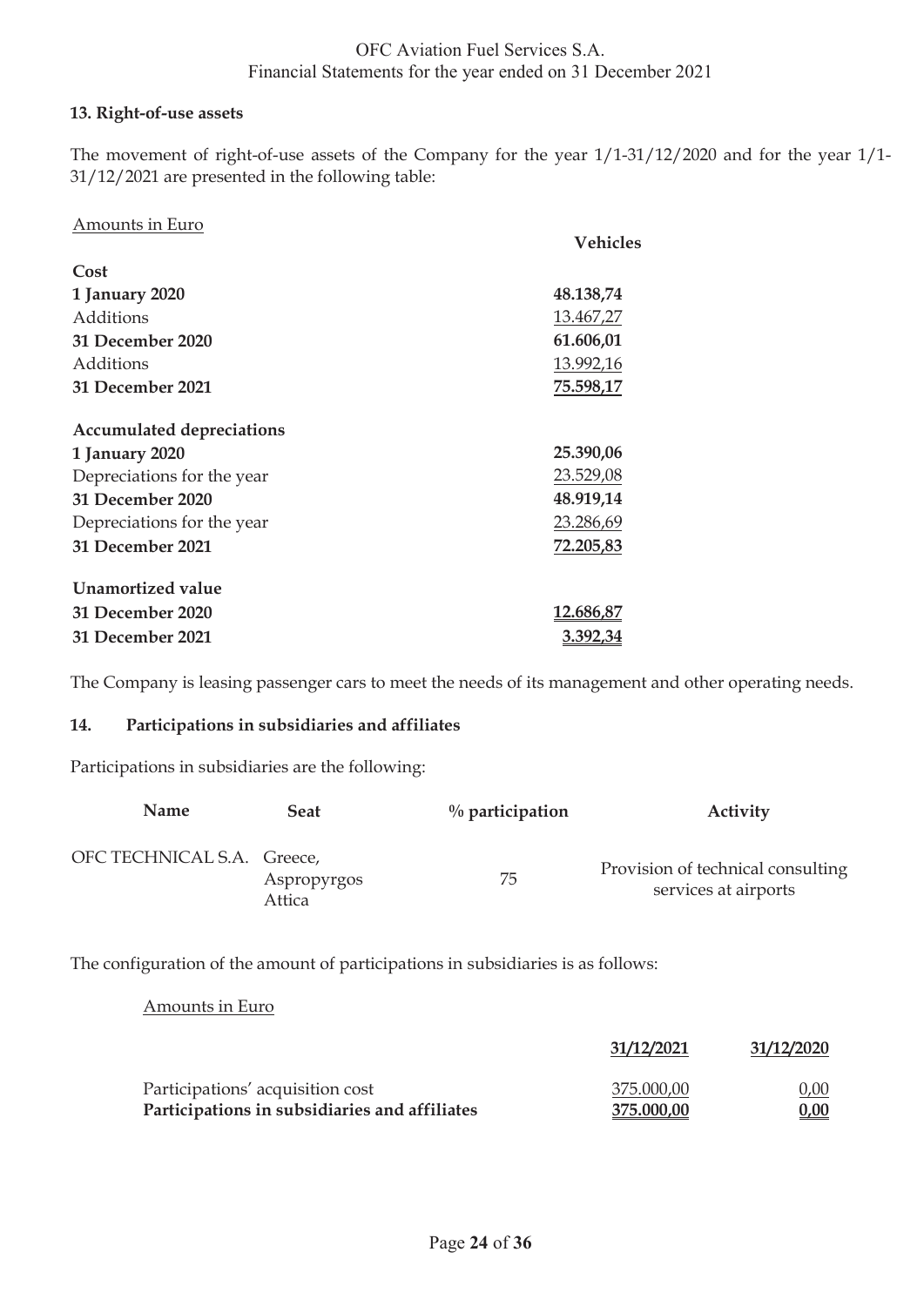## 13. Right-of-use assets

The movement of right-of-use assets of the Company for the year 1/1-31/12/2020 and for the year 1/1-31/12/2021 are presented in the following table:

| Amounts in Euro | Vehicles |
|---|---|
| **Cost** | |
| **1 January 2020** | **48.138,74** |
| Additions | 13.467,27 |
| **31 December 2020** | **61.606,01** |
| Additions | 13.992,16 |
| **31 December 2021** | **75.598,17** |
| **Accumulated depreciations** | |
| **1 January 2020** | **25.390,06** |
| Depreciations for the year | 23.529,08 |
| **31 December 2020** | **48.919,14** |
| Depreciations for the year | 23.286,69 |
| **31 December 2021** | **72.205,83** |
| **Unamortized value** | |
| **31 December 2020** | **12.686,87** |
| **31 December 2021** | **3.392,34** |

The Company is leasing passenger cars to meet the needs of its management and other operating needs.

## 14. Participations in subsidiaries and affiliates

Participations in subsidiaries are the following:

| Name | Seat | % participation | Activity |
|---|---|---|---|
| OFC TECHNICAL S.A. | Greece, Aspropyrgos Attica | 75 | Provision of technical consulting services at airports |

The configuration of the amount of participations in subsidiaries is as follows:

| Amounts in Euro | 31/12/2021 | 31/12/2020 |
|---|---|---|
| Participations' acquisition cost | 375.000,00 | 0,00 |
| **Participations in subsidiaries and affiliates** | **375.000,00** | **0,00** |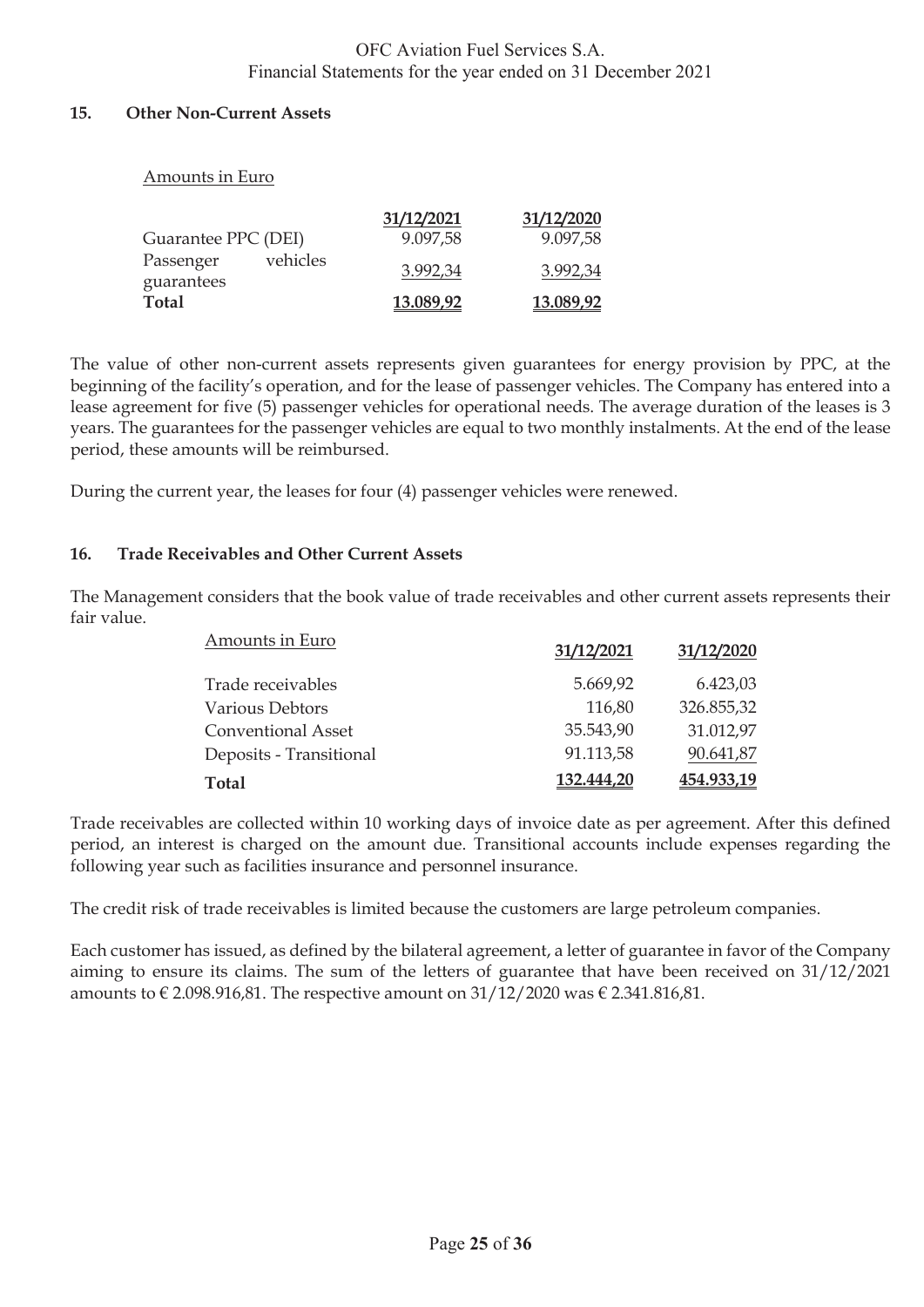## 15. Other Non-Current Assets

Amounts in Euro

| | 31/12/2021 | 31/12/2020 |
|---|---|---|
| Guarantee PPC (DEI) | 9.097,58 | 9.097,58 |
| Passenger vehicles guarantees | 3.992,34 | 3.992,34 |
| **Total** | **13.089,92** | **13.089,92** |

The value of other non-current assets represents given guarantees for energy provision by PPC, at the beginning of the facility's operation, and for the lease of passenger vehicles. The Company has entered into a lease agreement for five (5) passenger vehicles for operational needs. The average duration of the leases is 3 years. The guarantees for the passenger vehicles are equal to two monthly instalments. At the end of the lease period, these amounts will be reimbursed.

During the current year, the leases for four (4) passenger vehicles were renewed.

## 16. Trade Receivables and Other Current Assets

The Management considers that the book value of trade receivables and other current assets represents their fair value.

| Amounts in Euro | 31/12/2021 | 31/12/2020 |
|---|---|---|
| Trade receivables | 5.669,92 | 6.423,03 |
| Various Debtors | 116,80 | 326.855,32 |
| Conventional Asset | 35.543,90 | 31.012,97 |
| Deposits - Transitional | 91.113,58 | 90.641,87 |
| **Total** | **132.444,20** | **454.933,19** |

Trade receivables are collected within 10 working days of invoice date as per agreement. After this defined period, an interest is charged on the amount due. Transitional accounts include expenses regarding the following year such as facilities insurance and personnel insurance.

The credit risk of trade receivables is limited because the customers are large petroleum companies.

Each customer has issued, as defined by the bilateral agreement, a letter of guarantee in favor of the Company aiming to ensure its claims. The sum of the letters of guarantee that have been received on 31/12/2021 amounts to € 2.098.916,81. The respective amount on 31/12/2020 was € 2.341.816,81.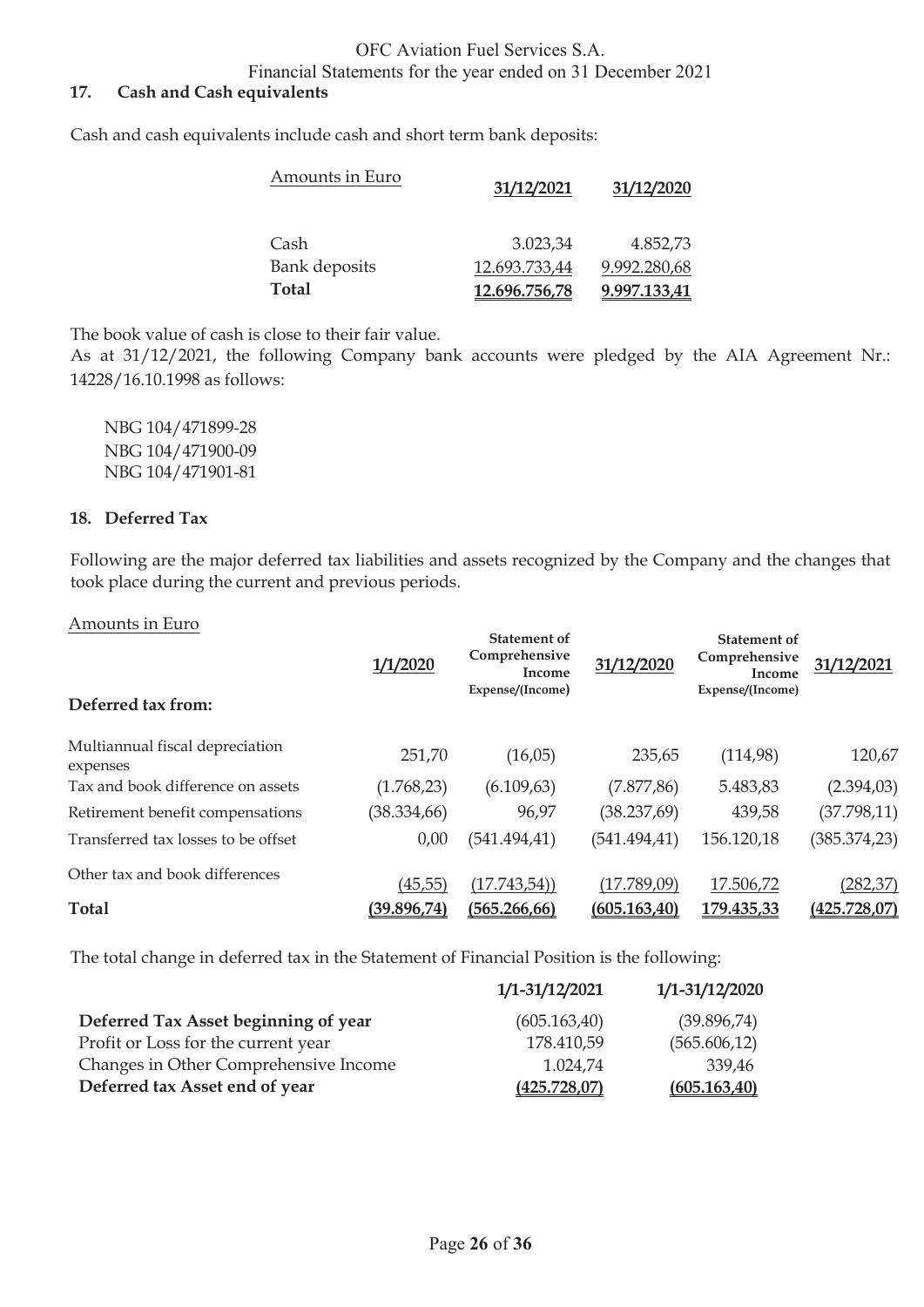## 17. Cash and Cash equivalents

Cash and cash equivalents include cash and short term bank deposits:

| Amounts in Euro | 31/12/2021 | 31/12/2020 |
|---|---|---|
| Cash | 3.023,34 | 4.852,73 |
| Bank deposits | 12.693.733,44 | 9.992.280,68 |
| **Total** | **12.696.756,78** | **9.997.133,41** |

The book value of cash is close to their fair value.

As at 31/12/2021, the following Company bank accounts were pledged by the AIA Agreement Nr.: 14228/16.10.1998 as follows:

NBG 104/471899-28
NBG 104/471900-09
NBG 104/471901-81

## 18. Deferred Tax

Following are the major deferred tax liabilities and assets recognized by the Company and the changes that took place during the current and previous periods.

| Amounts in Euro | 1/1/2020 | Statement of Comprehensive Income Expense/(Income) | 31/12/2020 | Statement of Comprehensive Income Expense/(Income) | 31/12/2021 |
|---|---|---|---|---|---|
| **Deferred tax from:** | | | | | |
| Multiannual fiscal depreciation expenses | 251,70 | (16,05) | 235,65 | (114,98) | 120,67 |
| Tax and book difference on assets | (1.768,23) | (6.109,63) | (7.877,86) | 5.483,83 | (2.394,03) |
| Retirement benefit compensations | (38.334,66) | 96,97 | (38.237,69) | 439,58 | (37.798,11) |
| Transferred tax losses to be offset | 0,00 | (541.494,41) | (541.494,41) | 156.120,18 | (385.374,23) |
| Other tax and book differences | (45,55) | (17.743,54)) | (17.789,09) | 17.506,72 | (282,37) |
| **Total** | **(39.896,74)** | **(565.266,66)** | **(605.163,40)** | **179.435,33** | **(425.728,07)** |

The total change in deferred tax in the Statement of Financial Position is the following:

| | 1/1-31/12/2021 | 1/1-31/12/2020 |
|---|---|---|
| **Deferred Tax Asset beginning of year** | (605.163,40) | (39.896,74) |
| Profit or Loss for the current year | 178.410,59 | (565.606,12) |
| Changes in Other Comprehensive Income | 1.024,74 | 339,46 |
| **Deferred tax Asset end of year** | **(425.728,07)** | **(605.163,40)** |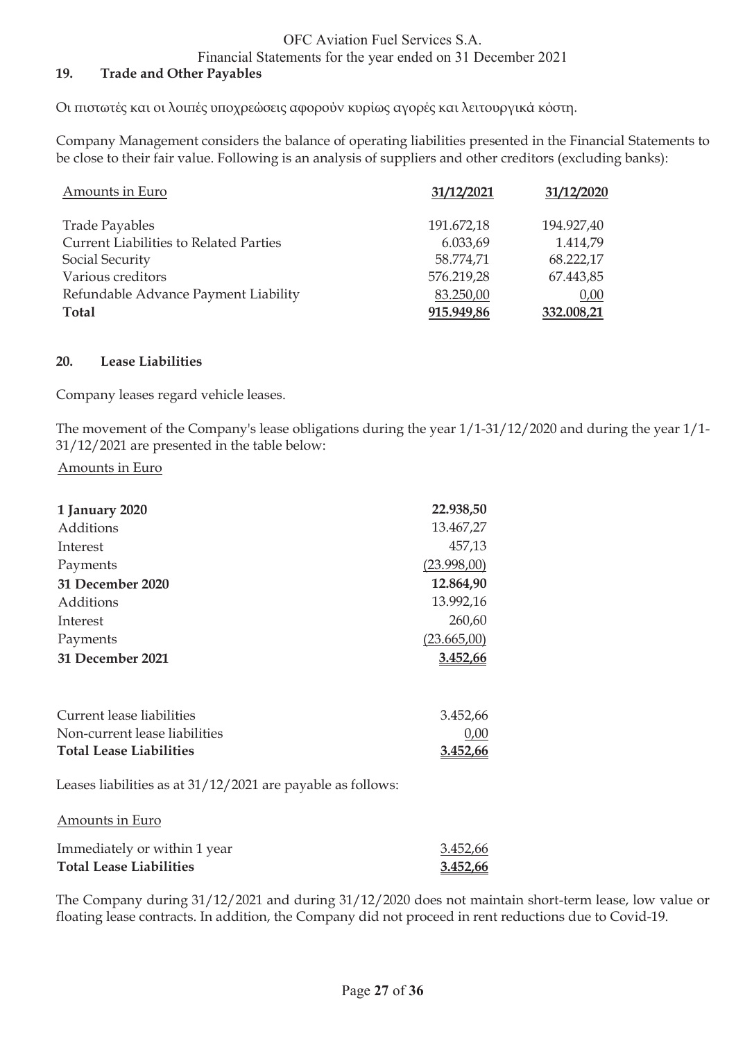## 19. Trade and Other Payables

Οι πιστωτές και οι λοιπές υποχρεώσεις αφορούν κυρίως αγορές και λειτουργικά κόστη.

Company Management considers the balance of operating liabilities presented in the Financial Statements to be close to their fair value. Following is an analysis of suppliers and other creditors (excluding banks):

| Amounts in Euro | 31/12/2021 | 31/12/2020 |
|---|---|---|
| Trade Payables | 191.672,18 | 194.927,40 |
| Current Liabilities to Related Parties | 6.033,69 | 1.414,79 |
| Social Security | 58.774,71 | 68.222,17 |
| Various creditors | 576.219,28 | 67.443,85 |
| Refundable Advance Payment Liability | 83.250,00 | 0,00 |
| **Total** | **915.949,86** | **332.008,21** |

## 20. Lease Liabilities

Company leases regard vehicle leases.

The movement of the Company's lease obligations during the year 1/1-31/12/2020 and during the year 1/1-31/12/2021 are presented in the table below:

Amounts in Euro

| | |
|---|---|
| **1 January 2020** | **22.938,50** |
| Additions | 13.467,27 |
| Interest | 457,13 |
| Payments | (23.998,00) |
| **31 December 2020** | **12.864,90** |
| Additions | 13.992,16 |
| Interest | 260,60 |
| Payments | (23.665,00) |
| **31 December 2021** | **3.452,66** |

| | |
|---|---|
| Current lease liabilities | 3.452,66 |
| Non-current lease liabilities | 0,00 |
| **Total Lease Liabilities** | **3.452,66** |

Leases liabilities as at 31/12/2021 are payable as follows:

Amounts in Euro

| | |
|---|---|
| Immediately or within 1 year | 3.452,66 |
| **Total Lease Liabilities** | **3.452,66** |

The Company during 31/12/2021 and during 31/12/2020 does not maintain short-term lease, low value or floating lease contracts. In addition, the Company did not proceed in rent reductions due to Covid-19.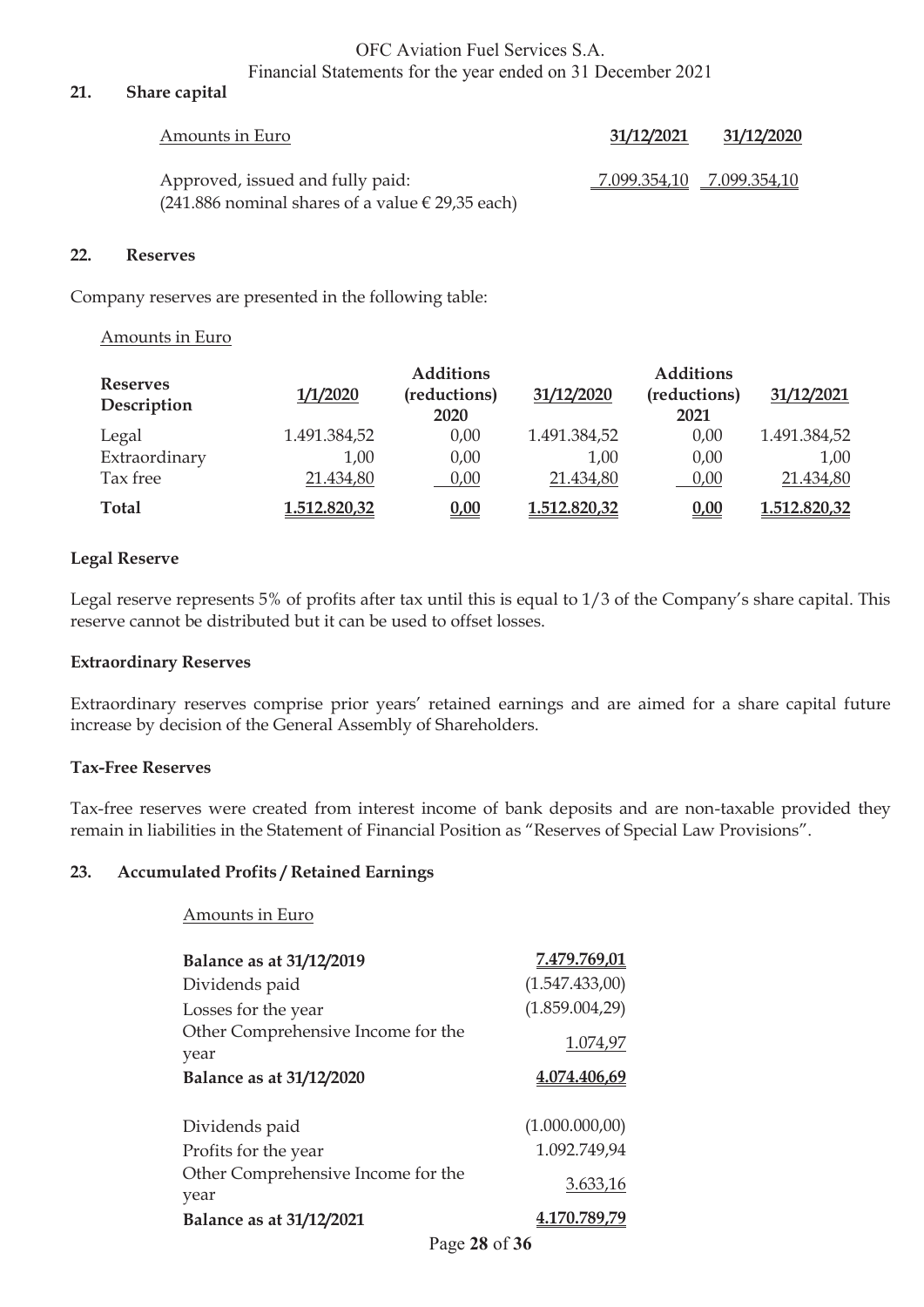## 21. Share capital

| Amounts in Euro | 31/12/2021 | 31/12/2020 |
|---|---|---|
| Approved, issued and fully paid: (241.886 nominal shares of a value € 29,35 each) | 7.099.354,10 | 7.099.354,10 |

## 22. Reserves

Company reserves are presented in the following table:

Amounts in Euro

| Reserves Description | 1/1/2020 | Additions (reductions) 2020 | 31/12/2020 | Additions (reductions) 2021 | 31/12/2021 |
|---|---|---|---|---|---|
| Legal | 1.491.384,52 | 0,00 | 1.491.384,52 | 0,00 | 1.491.384,52 |
| Extraordinary | 1,00 | 0,00 | 1,00 | 0,00 | 1,00 |
| Tax free | 21.434,80 | 0,00 | 21.434,80 | 0,00 | 21.434,80 |
| **Total** | **1.512.820,32** | **0,00** | **1.512.820,32** | **0,00** | **1.512.820,32** |

### Legal Reserve

Legal reserve represents 5% of profits after tax until this is equal to 1/3 of the Company's share capital. This reserve cannot be distributed but it can be used to offset losses.

### Extraordinary Reserves

Extraordinary reserves comprise prior years' retained earnings and are aimed for a share capital future increase by decision of the General Assembly of Shareholders.

### Tax-Free Reserves

Tax-free reserves were created from interest income of bank deposits and are non-taxable provided they remain in liabilities in the Statement of Financial Position as "Reserves of Special Law Provisions".

## 23. Accumulated Profits / Retained Earnings

Amounts in Euro

| | |
|---|---|
| **Balance as at 31/12/2019** | **7.479.769,01** |
| Dividends paid | (1.547.433,00) |
| Losses for the year | (1.859.004,29) |
| Other Comprehensive Income for the year | 1.074,97 |
| **Balance as at 31/12/2020** | **4.074.406,69** |
| | |
| Dividends paid | (1.000.000,00) |
| Profits for the year | 1.092.749,94 |
| Other Comprehensive Income for the year | 3.633,16 |
| **Balance as at 31/12/2021** | **4.170.789,79** |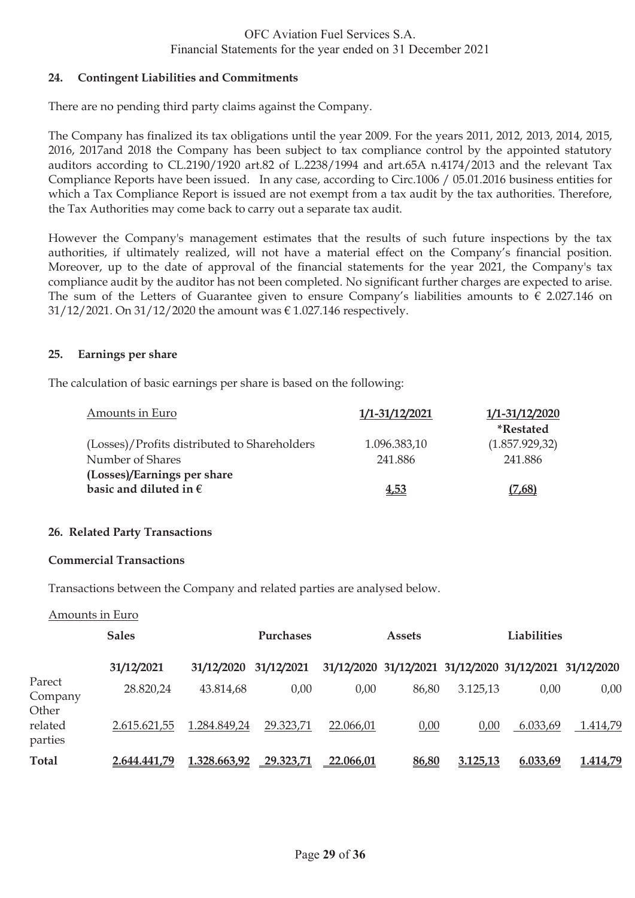## 24. Contingent Liabilities and Commitments

There are no pending third party claims against the Company.

The Company has finalized its tax obligations until the year 2009. For the years 2011, 2012, 2013, 2014, 2015, 2016, 2017and 2018 the Company has been subject to tax compliance control by the appointed statutory auditors according to CL.2190/1920 art.82 of L.2238/1994 and art.65A n.4174/2013 and the relevant Tax Compliance Reports have been issued. In any case, according to Circ.1006 / 05.01.2016 business entities for which a Tax Compliance Report is issued are not exempt from a tax audit by the tax authorities. Therefore, the Tax Authorities may come back to carry out a separate tax audit.

However the Company's management estimates that the results of such future inspections by the tax authorities, if ultimately realized, will not have a material effect on the Company's financial position. Moreover, up to the date of approval of the financial statements for the year 2021, the Company's tax compliance audit by the auditor has not been completed. No significant further charges are expected to arise. The sum of the Letters of Guarantee given to ensure Company's liabilities amounts to € 2.027.146 on 31/12/2021. On 31/12/2020 the amount was € 1.027.146 respectively.

## 25. Earnings per share

The calculation of basic earnings per share is based on the following:

| Amounts in Euro | 1/1-31/12/2021 | 1/1-31/12/2020 *Restated |
|---|---|---|
| (Losses)/Profits distributed to Shareholders | 1.096.383,10 | (1.857.929,32) |
| Number of Shares | 241.886 | 241.886 |
| **(Losses)/Earnings per share basic and diluted in €** | **4,53** | **(7,68)** |

## 26. Related Party Transactions

### Commercial Transactions

Transactions between the Company and related parties are analysed below.

Amounts in Euro

| | Sales | | Purchases | | Assets | | Liabilities | |
|---|---|---|---|---|---|---|---|---|
| | 31/12/2021 | 31/12/2020 | 31/12/2021 | 31/12/2020 | 31/12/2021 | 31/12/2020 | 31/12/2021 | 31/12/2020 |
| Parect Company | 28.820,24 | 43.814,68 | 0,00 | 0,00 | 86,80 | 3.125,13 | 0,00 | 0,00 |
| Other related parties | 2.615.621,55 | 1.284.849,24 | 29.323,71 | 22.066,01 | 0,00 | 0,00 | 6.033,69 | 1.414,79 |
| **Total** | **2.644.441,79** | **1.328.663,92** | **29.323,71** | **22.066,01** | **86,80** | **3.125,13** | **6.033,69** | **1.414,79** |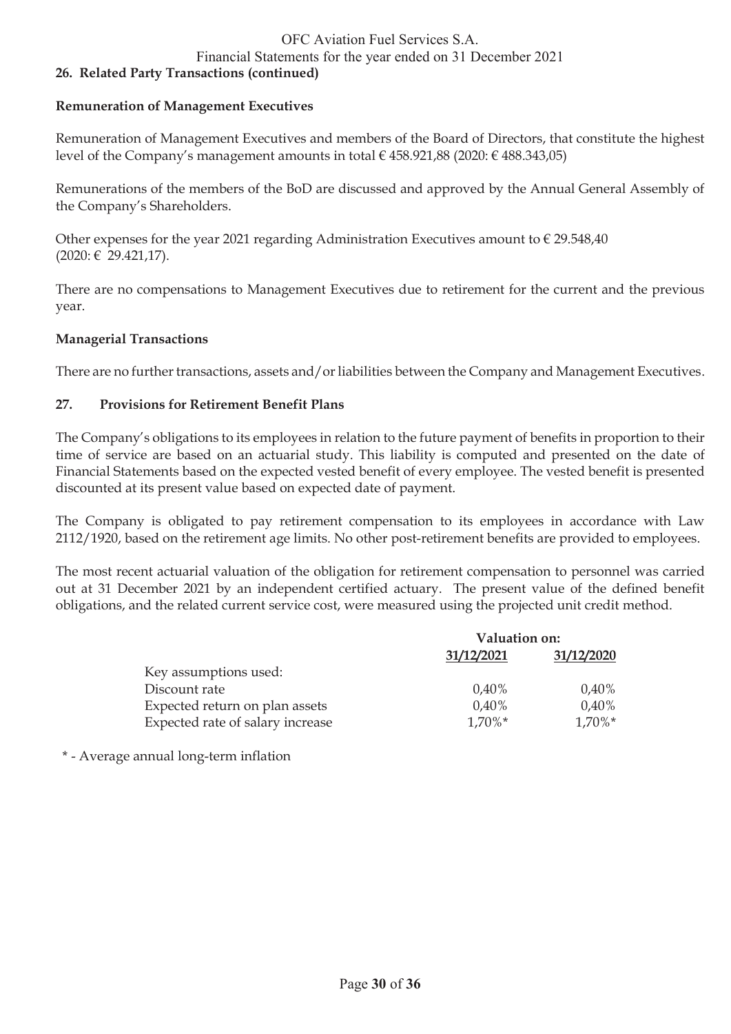## 26. Related Party Transactions (continued)

### Remuneration of Management Executives

Remuneration of Management Executives and members of the Board of Directors, that constitute the highest level of the Company's management amounts in total € 458.921,88 (2020: € 488.343,05)

Remunerations of the members of the BoD are discussed and approved by the Annual General Assembly of the Company's Shareholders.

Other expenses for the year 2021 regarding Administration Executives amount to € 29.548,40 (2020: € 29.421,17).

There are no compensations to Management Executives due to retirement for the current and the previous year.

### Managerial Transactions

There are no further transactions, assets and/or liabilities between the Company and Management Executives.

## 27. Provisions for Retirement Benefit Plans

The Company's obligations to its employees in relation to the future payment of benefits in proportion to their time of service are based on an actuarial study. This liability is computed and presented on the date of Financial Statements based on the expected vested benefit of every employee. The vested benefit is presented discounted at its present value based on expected date of payment.

The Company is obligated to pay retirement compensation to its employees in accordance with Law 2112/1920, based on the retirement age limits. No other post-retirement benefits are provided to employees.

The most recent actuarial valuation of the obligation for retirement compensation to personnel was carried out at 31 December 2021 by an independent certified actuary. The present value of the defined benefit obligations, and the related current service cost, were measured using the projected unit credit method.

| | Valuation on: | |
|---|---|---|
| | 31/12/2021 | 31/12/2020 |
| Key assumptions used: | | |
| Discount rate | 0,40% | 0,40% |
| Expected return on plan assets | 0,40% | 0,40% |
| Expected rate of salary increase | 1,70%* | 1,70%* |

* - Average annual long-term inflation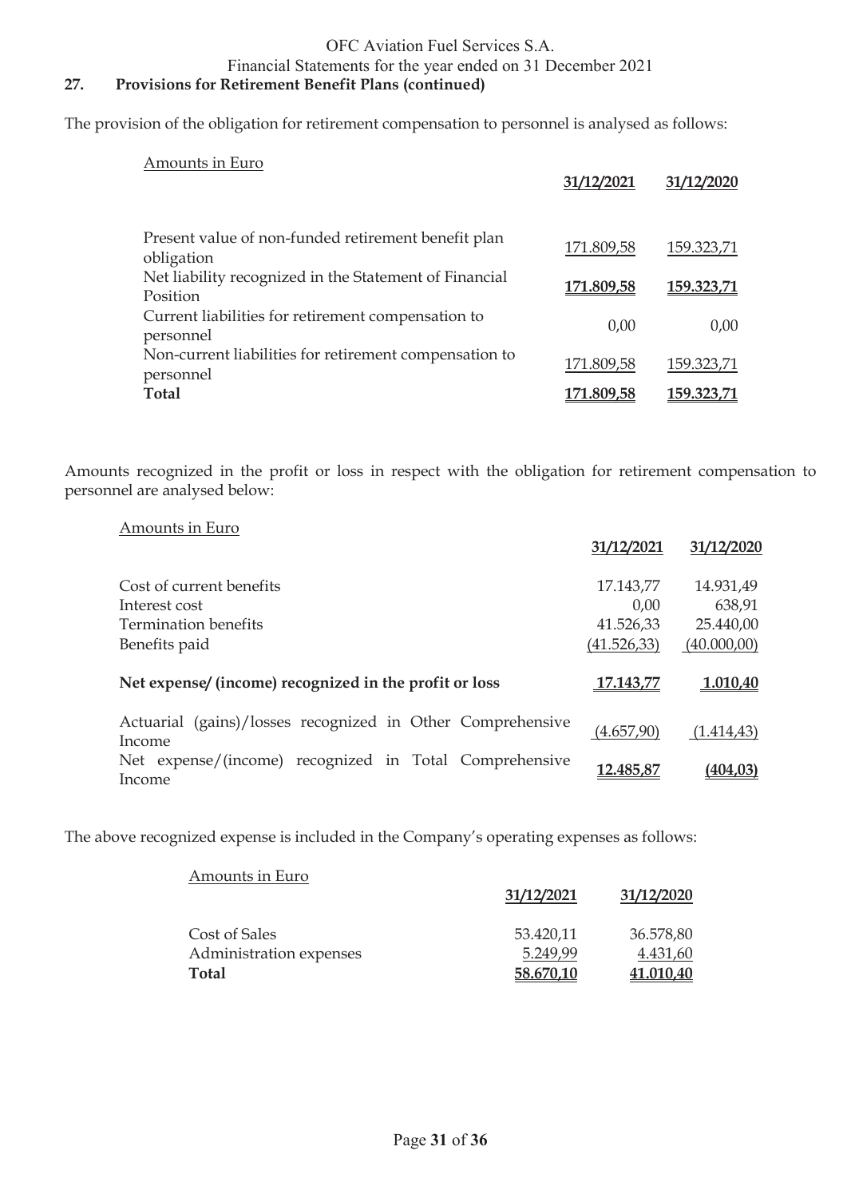## 27. Provisions for Retirement Benefit Plans (continued)

The provision of the obligation for retirement compensation to personnel is analysed as follows:

| Amounts in Euro | 31/12/2021 | 31/12/2020 |
|---|---|---|
| Present value of non-funded retirement benefit plan obligation | 171.809,58 | 159.323,71 |
| Net liability recognized in the Statement of Financial Position | **171.809,58** | **159.323,71** |
| Current liabilities for retirement compensation to personnel | 0,00 | 0,00 |
| Non-current liabilities for retirement compensation to personnel | 171.809,58 | 159.323,71 |
| **Total** | **171.809,58** | **159.323,71** |

Amounts recognized in the profit or loss in respect with the obligation for retirement compensation to personnel are analysed below:

| Amounts in Euro | 31/12/2021 | 31/12/2020 |
|---|---|---|
| Cost of current benefits | 17.143,77 | 14.931,49 |
| Interest cost | 0,00 | 638,91 |
| Termination benefits | 41.526,33 | 25.440,00 |
| Benefits paid | (41.526,33) | (40.000,00) |
| **Net expense/ (income) recognized in the profit or loss** | **17.143,77** | **1.010,40** |
| Actuarial (gains)/losses recognized in Other Comprehensive Income | (4.657,90) | (1.414,43) |
| Net expense/(income) recognized in Total Comprehensive Income | **12.485,87** | **(404,03)** |

The above recognized expense is included in the Company's operating expenses as follows:

| Amounts in Euro | 31/12/2021 | 31/12/2020 |
|---|---|---|
| Cost of Sales | 53.420,11 | 36.578,80 |
| Administration expenses | 5.249,99 | 4.431,60 |
| **Total** | **58.670,10** | **41.010,40** |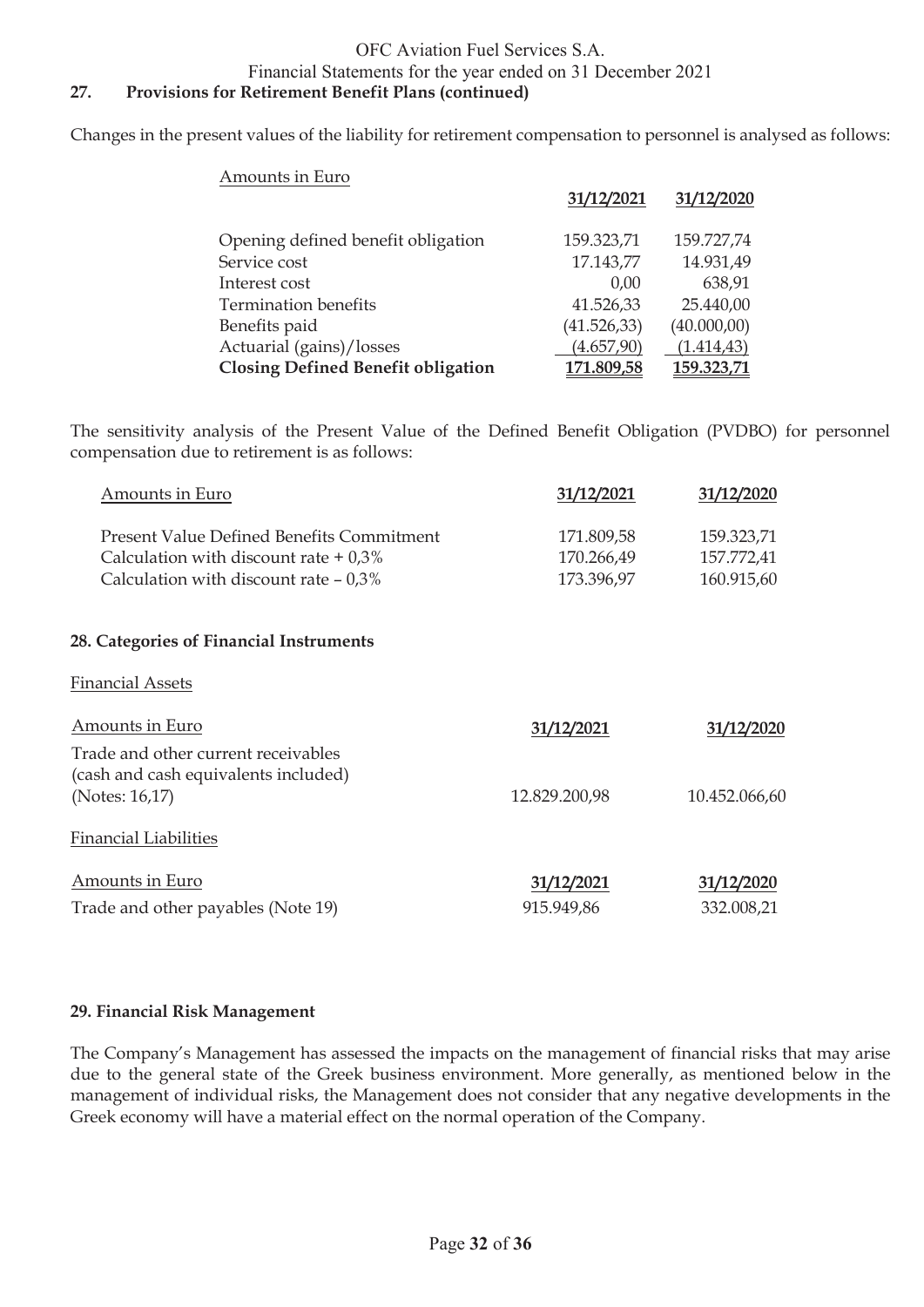## 27. Provisions for Retirement Benefit Plans (continued)

Changes in the present values of the liability for retirement compensation to personnel is analysed as follows:

| Amounts in Euro | 31/12/2021 | 31/12/2020 |
|---|---|---|
| Opening defined benefit obligation | 159.323,71 | 159.727,74 |
| Service cost | 17.143,77 | 14.931,49 |
| Interest cost | 0,00 | 638,91 |
| Termination benefits | 41.526,33 | 25.440,00 |
| Benefits paid | (41.526,33) | (40.000,00) |
| Actuarial (gains)/losses | (4.657,90) | (1.414,43) |
| **Closing Defined Benefit obligation** | **171.809,58** | **159.323,71** |

The sensitivity analysis of the Present Value of the Defined Benefit Obligation (PVDBO) for personnel compensation due to retirement is as follows:

| Amounts in Euro | 31/12/2021 | 31/12/2020 |
|---|---|---|
| Present Value Defined Benefits Commitment | 171.809,58 | 159.323,71 |
| Calculation with discount rate + 0,3% | 170.266,49 | 157.772,41 |
| Calculation with discount rate – 0,3% | 173.396,97 | 160.915,60 |

## 28. Categories of Financial Instruments

Financial Assets

| Amounts in Euro | 31/12/2021 | 31/12/2020 |
|---|---|---|
| Trade and other current receivables (cash and cash equivalents included) (Notes: 16,17) | 12.829.200,98 | 10.452.066,60 |

Financial Liabilities

| Amounts in Euro | 31/12/2021 | 31/12/2020 |
|---|---|---|
| Trade and other payables (Note 19) | 915.949,86 | 332.008,21 |

## 29. Financial Risk Management

The Company's Management has assessed the impacts on the management of financial risks that may arise due to the general state of the Greek business environment. More generally, as mentioned below in the management of individual risks, the Management does not consider that any negative developments in the Greek economy will have a material effect on the normal operation of the Company.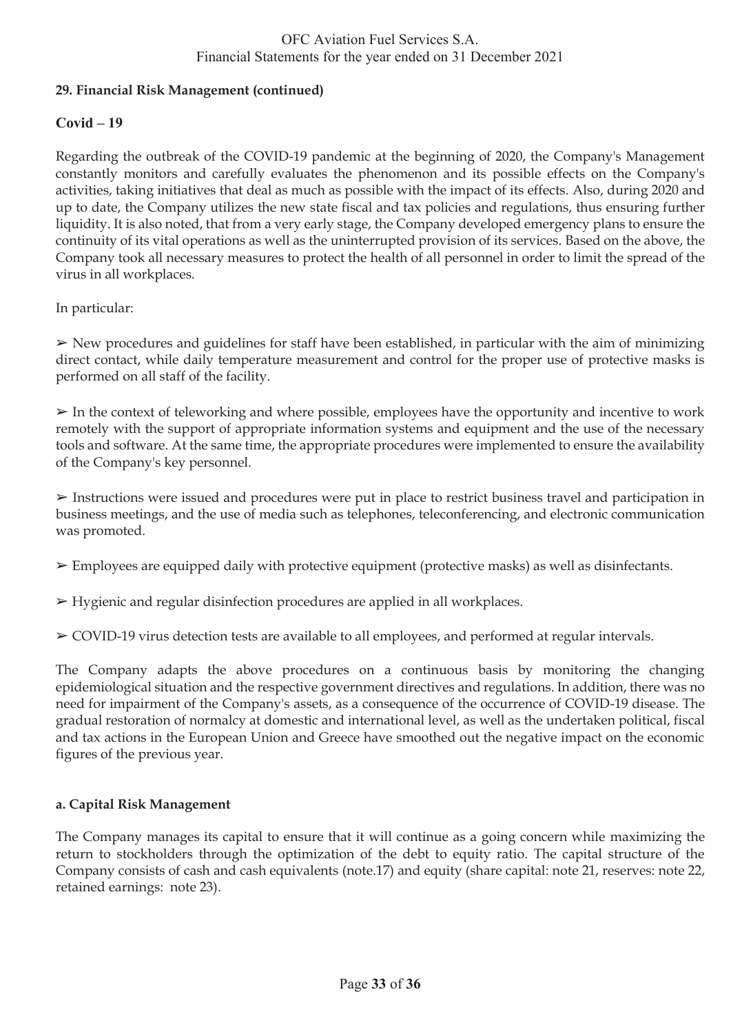**29. Financial Risk Management (continued)**

**Covid – 19**

Regarding the outbreak of the COVID-19 pandemic at the beginning of 2020, the Company's Management constantly monitors and carefully evaluates the phenomenon and its possible effects on the Company's activities, taking initiatives that deal as much as possible with the impact of its effects. Also, during 2020 and up to date, the Company utilizes the new state fiscal and tax policies and regulations, thus ensuring further liquidity. It is also noted, that from a very early stage, the Company developed emergency plans to ensure the continuity of its vital operations as well as the uninterrupted provision of its services. Based on the above, the Company took all necessary measures to protect the health of all personnel in order to limit the spread of the virus in all workplaces.

In particular:

➢ New procedures and guidelines for staff have been established, in particular with the aim of minimizing direct contact, while daily temperature measurement and control for the proper use of protective masks is performed on all staff of the facility.

➢ In the context of teleworking and where possible, employees have the opportunity and incentive to work remotely with the support of appropriate information systems and equipment and the use of the necessary tools and software. At the same time, the appropriate procedures were implemented to ensure the availability of the Company's key personnel.

➢ Instructions were issued and procedures were put in place to restrict business travel and participation in business meetings, and the use of media such as telephones, teleconferencing, and electronic communication was promoted.

➢ Employees are equipped daily with protective equipment (protective masks) as well as disinfectants.

➢ Hygienic and regular disinfection procedures are applied in all workplaces.

➢ COVID-19 virus detection tests are available to all employees, and performed at regular intervals.

The Company adapts the above procedures on a continuous basis by monitoring the changing epidemiological situation and the respective government directives and regulations. In addition, there was no need for impairment of the Company's assets, as a consequence of the occurrence of COVID-19 disease. The gradual restoration of normalcy at domestic and international level, as well as the undertaken political, fiscal and tax actions in the European Union and Greece have smoothed out the negative impact on the economic figures of the previous year.

**a. Capital Risk Management**

The Company manages its capital to ensure that it will continue as a going concern while maximizing the return to stockholders through the optimization of the debt to equity ratio. The capital structure of the Company consists of cash and cash equivalents (note.17) and equity (share capital: note 21, reserves: note 22, retained earnings: note 23).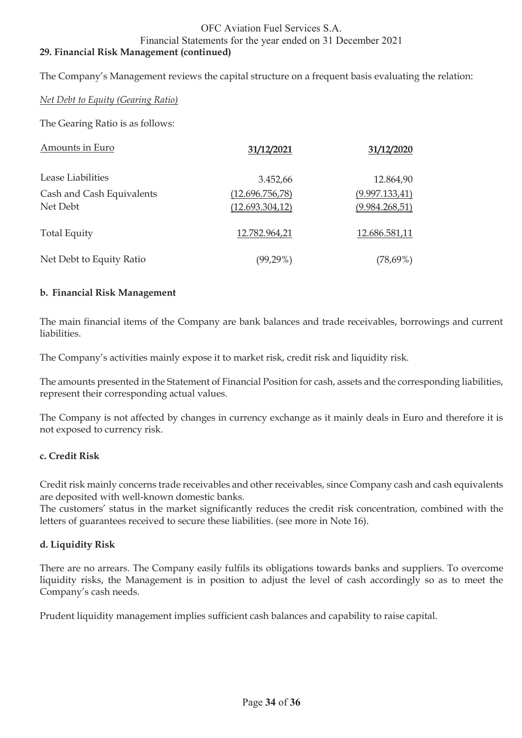### 29. Financial Risk Management (continued)

The Company's Management reviews the capital structure on a frequent basis evaluating the relation:

*Net Debt to Equity (Gearing Ratio)*

The Gearing Ratio is as follows:

| Amounts in Euro | 31/12/2021 | 31/12/2020 |
|---|---|---|
| Lease Liabilities | 3.452,66 | 12.864,90 |
| Cash and Cash Equivalents | (12.696.756,78) | (9.997.133,41) |
| Net Debt | (12.693.304,12) | (9.984.268,51) |
| Total Equity | 12.782.964,21 | 12.686.581,11 |
| Net Debt to Equity Ratio | (99,29%) | (78,69%) |

**b. Financial Risk Management**

The main financial items of the Company are bank balances and trade receivables, borrowings and current liabilities.

The Company's activities mainly expose it to market risk, credit risk and liquidity risk.

The amounts presented in the Statement of Financial Position for cash, assets and the corresponding liabilities, represent their corresponding actual values.

The Company is not affected by changes in currency exchange as it mainly deals in Euro and therefore it is not exposed to currency risk.

**c. Credit Risk**

Credit risk mainly concerns trade receivables and other receivables, since Company cash and cash equivalents are deposited with well-known domestic banks.
The customers' status in the market significantly reduces the credit risk concentration, combined with the letters of guarantees received to secure these liabilities. (see more in Note 16).

**d. Liquidity Risk**

There are no arrears. The Company easily fulfils its obligations towards banks and suppliers. To overcome liquidity risks, the Management is in position to adjust the level of cash accordingly so as to meet the Company's cash needs.

Prudent liquidity management implies sufficient cash balances and capability to raise capital.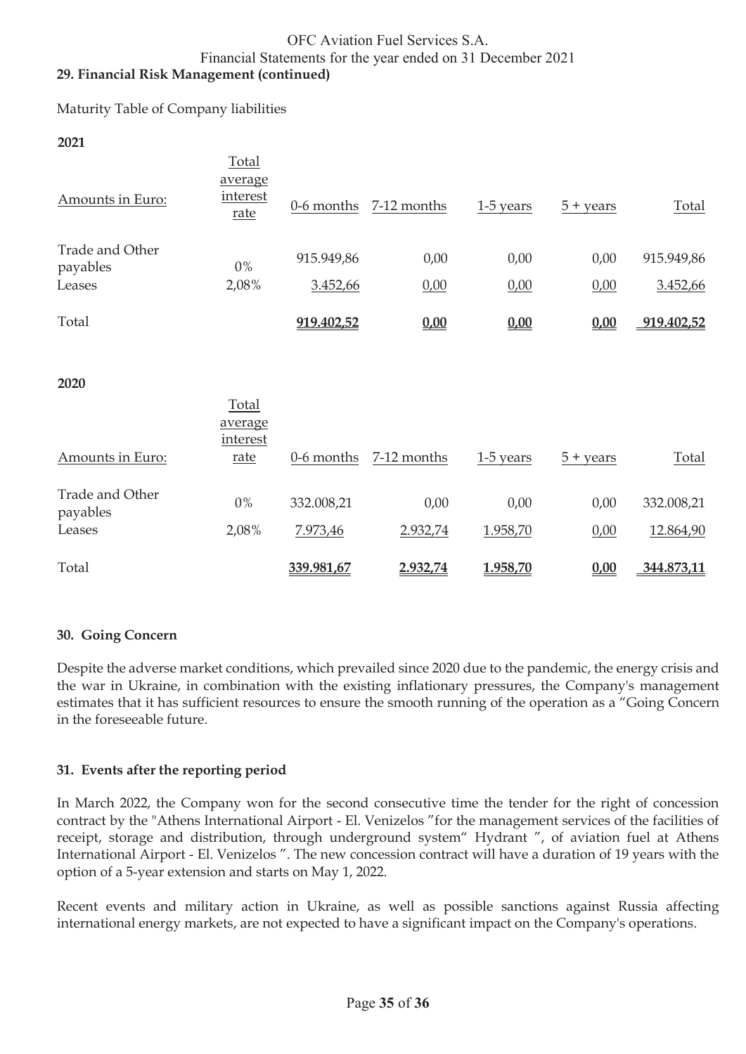## 29. Financial Risk Management (continued)

Maturity Table of Company liabilities

**2021**

| Amounts in Euro: | Total average interest rate | 0-6 months | 7-12 months | 1-5 years | 5 + years | Total |
|---|---|---|---|---|---|---|
| Trade and Other payables | 0% | 915.949,86 | 0,00 | 0,00 | 0,00 | 915.949,86 |
| Leases | 2,08% | 3.452,66 | 0,00 | 0,00 | 0,00 | 3.452,66 |
| Total | | **919.402,52** | **0,00** | **0,00** | **0,00** | **919.402,52** |

**2020**

| Amounts in Euro: | Total average interest rate | 0-6 months | 7-12 months | 1-5 years | 5 + years | Total |
|---|---|---|---|---|---|---|
| Trade and Other payables | 0% | 332.008,21 | 0,00 | 0,00 | 0,00 | 332.008,21 |
| Leases | 2,08% | 7.973,46 | 2.932,74 | 1.958,70 | 0,00 | 12.864,90 |
| Total | | **339.981,67** | **2.932,74** | **1.958,70** | **0,00** | **344.873,11** |

## 30. Going Concern

Despite the adverse market conditions, which prevailed since 2020 due to the pandemic, the energy crisis and the war in Ukraine, in combination with the existing inflationary pressures, the Company's management estimates that it has sufficient resources to ensure the smooth running of the operation as a "Going Concern in the foreseeable future.

## 31. Events after the reporting period

In March 2022, the Company won for the second consecutive time the tender for the right of concession contract by the "Athens International Airport - El. Venizelos "for the management services of the facilities of receipt, storage and distribution, through underground system" Hydrant ", of aviation fuel at Athens International Airport - El. Venizelos ". The new concession contract will have a duration of 19 years with the option of a 5-year extension and starts on May 1, 2022.

Recent events and military action in Ukraine, as well as possible sanctions against Russia affecting international energy markets, are not expected to have a significant impact on the Company's operations.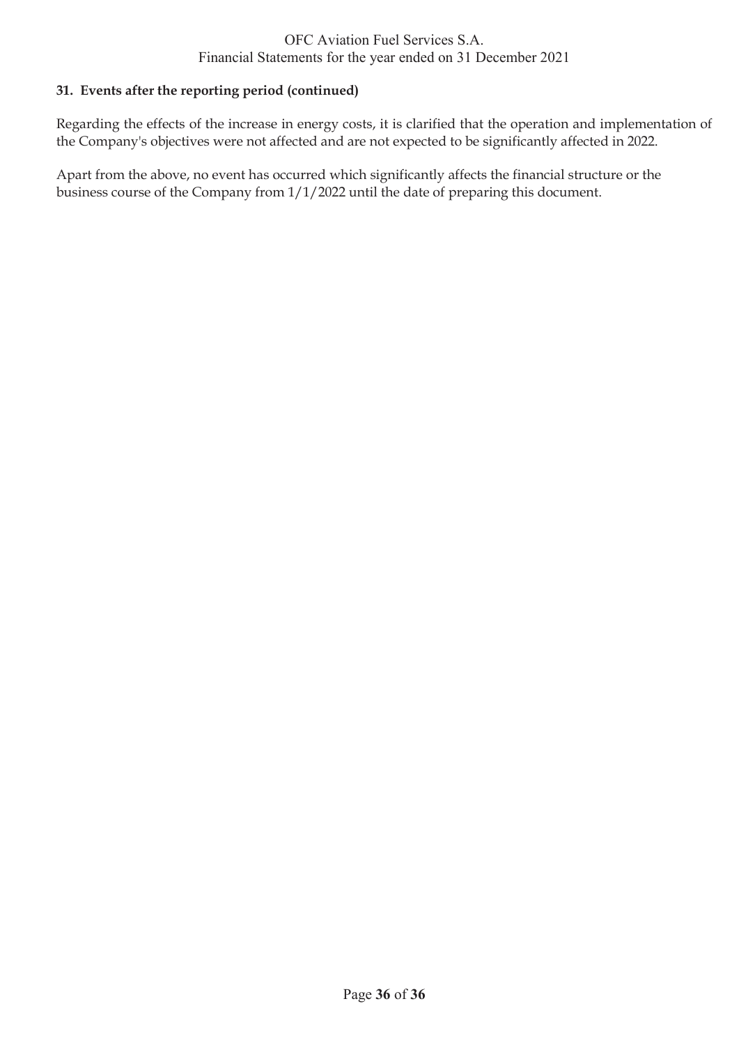### 31. Events after the reporting period (continued)

Regarding the effects of the increase in energy costs, it is clarified that the operation and implementation of the Company's objectives were not affected and are not expected to be significantly affected in 2022.

Apart from the above, no event has occurred which significantly affects the financial structure or the business course of the Company from 1/1/2022 until the date of preparing this document.